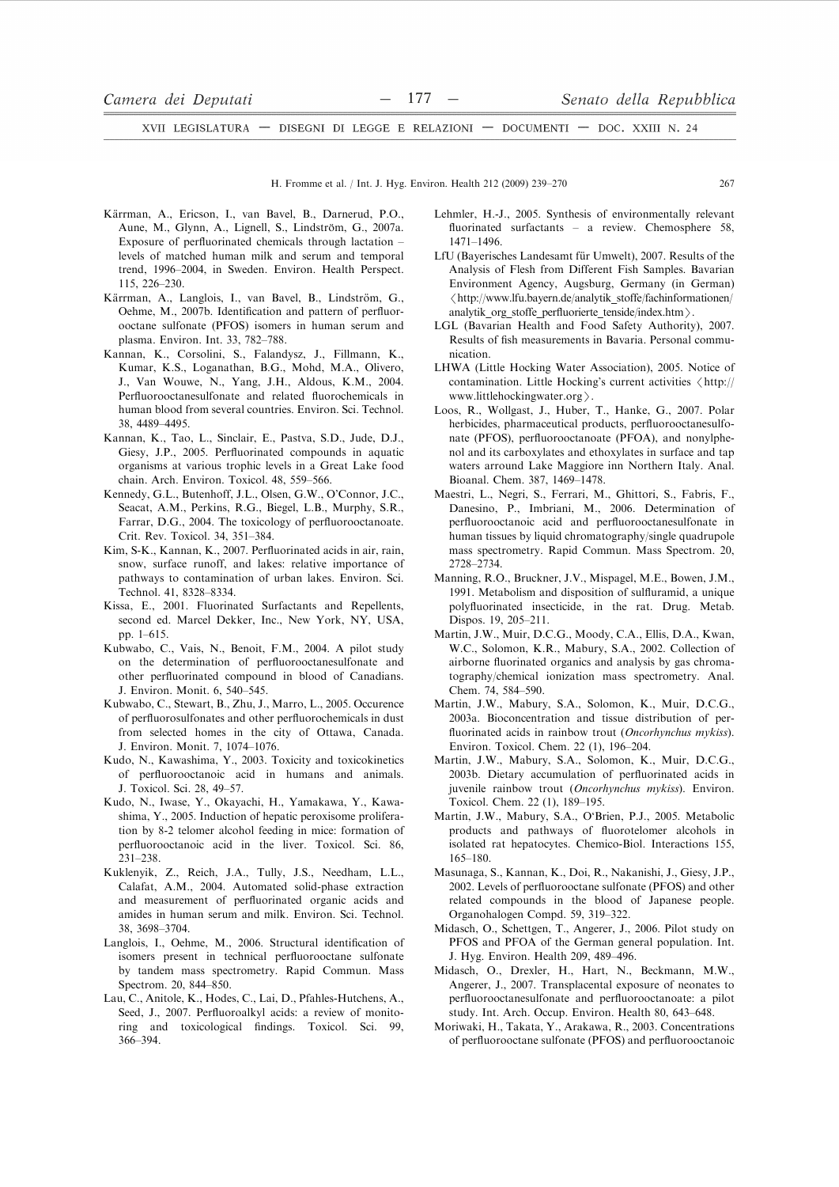Kärrman, A., Ericson, I., van Bavel, B., Darnerud, P.O., Aune, M., Glynn, A., Lignell, S., Lindström, G., 2007a. Exposure of perfluorinated chemicals through lactation – levels of matched human milk and serum and temporal trend, 1996–2004, in Sweden. Environ. Health Perspect. 115, 226–230.

Kärrman, A., Langlois, I., van Bavel, B., Lindström, G., Oehme, M., 2007b. Identification and pattern of perfluorooctane sulfonate (PFOS) isomers in human serum and plasma. Environ. Int. 33, 782–788.

Kannan, K., Corsolini, S., Falandysz, J., Fillmann, K., Kumar, K.S., Loganathan, B.G., Mohd, M.A., Olivero, J., Van Wouwe, N., Yang, J.H., Aldous, K.M., 2004. Perfluorooctanesulfonate and related fluorochemicals in human blood from several countries. Environ. Sci. Technol. 38, 4489–4495.

Kannan, K., Tao, L., Sinclair, E., Pastva, S.D., Jude, D.J., Giesy, J.P., 2005. Perfluorinated compounds in aquatic organisms at various trophic levels in a Great Lake food chain. Arch. Environ. Toxicol. 48, 559–566.

Kennedy, G.L., Butenhoff, J.L., Olsen, G.W., O'Connor, J.C., Seacat, A.M., Perkins, R.G., Biegel, L.B., Murphy, S.R., Farrar, D.G., 2004. The toxicology of perfluorooctanoate. Crit. Rev. Toxicol. 34, 351–384.

Kim, S-K., Kannan, K., 2007. Perfluorinated acids in air, rain, snow, surface runoff, and lakes: relative importance of pathways to contamination of urban lakes. Environ. Sci. Technol. 41, 8328–8334.

Kissa, E., 2001. Fluorinated Surfactants and Repellents, second ed. Marcel Dekker, Inc., New York, NY, USA, pp. 1–615.

Kubwabo, C., Vais, N., Benoit, F.M., 2004. A pilot study on the determination of perfluorooctanesulfonate and other perfluorinated compound in blood of Canadians. J. Environ. Monit. 6, 540–545.

Kubwabo, C., Stewart, B., Zhu, J., Marro, L., 2005. Occurence of perfluorosulfonates and other perfluorochemicals in dust from selected homes in the city of Ottawa, Canada. J. Environ. Monit. 7, 1074–1076.

Kudo, N., Kawashima, Y., 2003. Toxicity and toxicokinetics of perfluorooctanoic acid in humans and animals. J. Toxicol. Sci. 28, 49–57.

Kudo, N., Iwase, Y., Okayachi, H., Yamakawa, Y., Kawashima, Y., 2005. Induction of hepatic peroxisome proliferation by 8-2 telomer alcohol feeding in mice: formation of perfluorooctanoic acid in the liver. Toxicol. Sci. 86, 231–238.

Kuklenyik, Z., Reich, J.A., Tully, J.S., Needham, L.L., Calafat, A.M., 2004. Automated solid-phase extraction and measurement of perfluorinated organic acids and amides in human serum and milk. Environ. Sci. Technol. 38, 3698–3704.

Langlois, I., Oehme, M., 2006. Structural identification of isomers present in technical perfluorooctane sulfonate by tandem mass spectrometry. Rapid Commun. Mass Spectrom. 20, 844–850.

Lau, C., Anitole, K., Hodes, C., Lai, D., Pfahles-Hutchens, A., Seed, J., 2007. Perfluoroalkyl acids: a review of monitoring and toxicological findings. Toxicol. Sci. 99, 366–394.

Lehmler, H.-J., 2005. Synthesis of environmentally relevant fluorinated surfactants – a review. Chemosphere 58, 1471–1496.

LfU (Bayerisches Landesamt für Umwelt), 2007. Results of the Analysis of Flesh from Different Fish Samples. Bavarian Environment Agency, Augsburg, Germany (in German) ⟨http://www.lfu.bayern.de/analytik_stoffe/fachinformationen/analytik_org_stoffe_perfluorierte_tenside/index.htm⟩.

LGL (Bavarian Health and Food Safety Authority), 2007. Results of fish measurements in Bavaria. Personal communication.

LHWA (Little Hocking Water Association), 2005. Notice of contamination. Little Hocking's current activities ⟨http://www.littlehockingwater.org⟩.

Loos, R., Wollgast, J., Huber, T., Hanke, G., 2007. Polar herbicides, pharmaceutical products, perfluorooctanesulfonate (PFOS), perfluorooctanoate (PFOA), and nonylphenol and its carboxylates and ethoxylates in surface and tap waters arround Lake Maggiore inn Northern Italy. Anal. Bioanal. Chem. 387, 1469–1478.

Maestri, L., Negri, S., Ferrari, M., Ghittori, S., Fabris, F., Danesino, P., Imbriani, M., 2006. Determination of perfluorooctanoic acid and perfluorooctanesulfonate in human tissues by liquid chromatography/single quadrupole mass spectrometry. Rapid Commun. Mass Spectrom. 20, 2728–2734.

Manning, R.O., Bruckner, J.V., Mispagel, M.E., Bowen, J.M., 1991. Metabolism and disposition of sulfluramid, a unique polyfluorinated insecticide, in the rat. Drug. Metab. Dispos. 19, 205–211.

Martin, J.W., Muir, D.C.G., Moody, C.A., Ellis, D.A., Kwan, W.C., Solomon, K.R., Mabury, S.A., 2002. Collection of airborne fluorinated organics and analysis by gas chromatography/chemical ionization mass spectrometry. Anal. Chem. 74, 584–590.

Martin, J.W., Mabury, S.A., Solomon, K., Muir, D.C.G., 2003a. Bioconcentration and tissue distribution of perfluorinated acids in rainbow trout (*Oncorhynchus mykiss*). Environ. Toxicol. Chem. 22 (1), 196–204.

Martin, J.W., Mabury, S.A., Solomon, K., Muir, D.C.G., 2003b. Dietary accumulation of perfluorinated acids in juvenile rainbow trout (*Oncorhynchus mykiss*). Environ. Toxicol. Chem. 22 (1), 189–195.

Martin, J.W., Mabury, S.A., O'Brien, P.J., 2005. Metabolic products and pathways of fluorotelomer alcohols in isolated rat hepatocytes. Chemico-Biol. Interactions 155, 165–180.

Masunaga, S., Kannan, K., Doi, R., Nakanishi, J., Giesy, J.P., 2002. Levels of perfluorooctane sulfonate (PFOS) and other related compounds in the blood of Japanese people. Organohalogen Compd. 59, 319–322.

Midasch, O., Schettgen, T., Angerer, J., 2006. Pilot study on PFOS and PFOA of the German general population. Int. J. Hyg. Environ. Health 209, 489–496.

Midasch, O., Drexler, H., Hart, N., Beckmann, M.W., Angerer, J., 2007. Transplacental exposure of neonates to perfluorooctanesulfonate and perfluorooctanoate: a pilot study. Int. Arch. Occup. Environ. Health 80, 643–648.

Moriwaki, H., Takata, Y., Arakawa, R., 2003. Concentrations of perfluorooctane sulfonate (PFOS) and perfluorooctanoic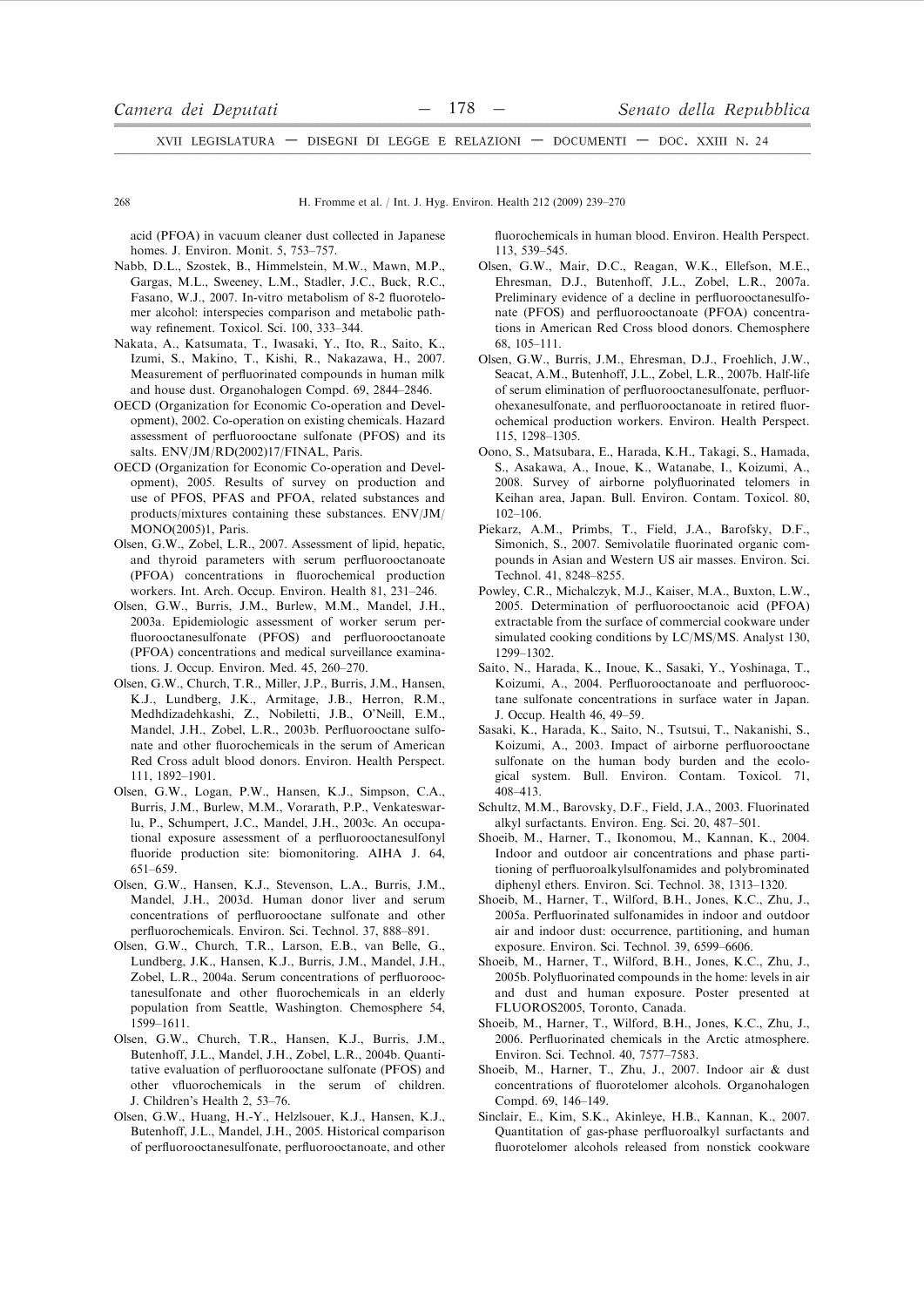acid (PFOA) in vacuum cleaner dust collected in Japanese homes. J. Environ. Monit. 5, 753–757.

Nabb, D.L., Szostek, B., Himmelstein, M.W., Mawn, M.P., Gargas, M.L., Sweeney, L.M., Stadler, J.C., Buck, R.C., Fasano, W.J., 2007. In-vitro metabolism of 8-2 fluorotelomer alcohol: interspecies comparison and metabolic pathway refinement. Toxicol. Sci. 100, 333–344.

Nakata, A., Katsumata, T., Iwasaki, Y., Ito, R., Saito, K., Izumi, S., Makino, T., Kishi, R., Nakazawa, H., 2007. Measurement of perfluorinated compounds in human milk and house dust. Organohalogen Compd. 69, 2844–2846.

OECD (Organization for Economic Co-operation and Development), 2002. Co-operation on existing chemicals. Hazard assessment of perfluorooctane sulfonate (PFOS) and its salts. ENV/JM/RD(2002)17/FINAL, Paris.

OECD (Organization for Economic Co-operation and Development), 2005. Results of survey on production and use of PFOS, PFAS and PFOA, related substances and products/mixtures containing these substances. ENV/JM/MONO(2005)1, Paris.

Olsen, G.W., Zobel, L.R., 2007. Assessment of lipid, hepatic, and thyroid parameters with serum perfluorooctanoate (PFOA) concentrations in fluorochemical production workers. Int. Arch. Occup. Environ. Health 81, 231–246.

Olsen, G.W., Burris, J.M., Burlew, M.M., Mandel, J.H., 2003a. Epidemiologic assessment of worker serum perfluorooctanesulfonate (PFOS) and perfluorooctanoate (PFOA) concentrations and medical surveillance examinations. J. Occup. Environ. Med. 45, 260–270.

Olsen, G.W., Church, T.R., Miller, J.P., Burris, J.M., Hansen, K.J., Lundberg, J.K., Armitage, J.B., Herron, R.M., Medhdizadehkashi, Z., Nobiletti, J.B., O'Neill, E.M., Mandel, J.H., Zobel, L.R., 2003b. Perfluorooctane sulfonate and other fluorochemicals in the serum of American Red Cross adult blood donors. Environ. Health Perspect. 111, 1892–1901.

Olsen, G.W., Logan, P.W., Hansen, K.J., Simpson, C.A., Burris, J.M., Burlew, M.M., Vorarath, P.P., Venkateswarlu, P., Schumpert, J.C., Mandel, J.H., 2003c. An occupational exposure assessment of a perfluorooctanesulfonyl fluoride production site: biomonitoring. AIHA J. 64, 651–659.

Olsen, G.W., Hansen, K.J., Stevenson, L.A., Burris, J.M., Mandel, J.H., 2003d. Human donor liver and serum concentrations of perfluorooctane sulfonate and other perfluorochemicals. Environ. Sci. Technol. 37, 888–891.

Olsen, G.W., Church, T.R., Larson, E.B., van Belle, G., Lundberg, J.K., Hansen, K.J., Burris, J.M., Mandel, J.H., Zobel, L.R., 2004a. Serum concentrations of perfluorooctanesulfonate and other fluorochemicals in an elderly population from Seattle, Washington. Chemosphere 54, 1599–1611.

Olsen, G.W., Church, T.R., Hansen, K.J., Burris, J.M., Butenhoff, J.L., Mandel, J.H., Zobel, L.R., 2004b. Quantitative evaluation of perfluorooctane sulfonate (PFOS) and other vfluorochemicals in the serum of children. J. Children's Health 2, 53–76.

Olsen, G.W., Huang, H.-Y., Helzlsouer, K.J., Hansen, K.J., Butenhoff, J.L., Mandel, J.H., 2005. Historical comparison of perfluorooctanesulfonate, perfluorooctanoate, and other fluorochemicals in human blood. Environ. Health Perspect. 113, 539–545.

Olsen, G.W., Mair, D.C., Reagan, W.K., Ellefson, M.E., Ehresman, D.J., Butenhoff, J.L., Zobel, L.R., 2007a. Preliminary evidence of a decline in perfluorooctanesulfonate (PFOS) and perfluorooctanoate (PFOA) concentrations in American Red Cross blood donors. Chemosphere 68, 105–111.

Olsen, G.W., Burris, J.M., Ehresman, D.J., Froehlich, J.W., Seacat, A.M., Butenhoff, J.L., Zobel, L.R., 2007b. Half-life of serum elimination of perfluorooctanesulfonate, perfluorohexanesulfonate, and perfluorooctanoate in retired fluorochemical production workers. Environ. Health Perspect. 115, 1298–1305.

Oono, S., Matsubara, E., Harada, K.H., Takagi, S., Hamada, S., Asakawa, A., Inoue, K., Watanabe, I., Koizumi, A., 2008. Survey of airborne polyfluorinated telomers in Keihan area, Japan. Bull. Environ. Contam. Toxicol. 80, 102–106.

Piekarz, A.M., Primbs, T., Field, J.A., Barofsky, D.F., Simonich, S., 2007. Semivolatile fluorinated organic compounds in Asian and Western US air masses. Environ. Sci. Technol. 41, 8248–8255.

Powley, C.R., Michalczyk, M.J., Kaiser, M.A., Buxton, L.W., 2005. Determination of perfluorooctanoic acid (PFOA) extractable from the surface of commercial cookware under simulated cooking conditions by LC/MS/MS. Analyst 130, 1299–1302.

Saito, N., Harada, K., Inoue, K., Sasaki, Y., Yoshinaga, T., Koizumi, A., 2004. Perfluorooctanoate and perfluorooctane sulfonate concentrations in surface water in Japan. J. Occup. Health 46, 49–59.

Sasaki, K., Harada, K., Saito, N., Tsutsui, T., Nakanishi, S., Koizumi, A., 2003. Impact of airborne perfluorooctane sulfonate on the human body burden and the ecological system. Bull. Environ. Contam. Toxicol. 71, 408–413.

Schultz, M.M., Barovsky, D.F., Field, J.A., 2003. Fluorinated alkyl surfactants. Environ. Eng. Sci. 20, 487–501.

Shoeib, M., Harner, T., Ikonomou, M., Kannan, K., 2004. Indoor and outdoor air concentrations and phase partitioning of perfluoroalkylsulfonamides and polybrominated diphenyl ethers. Environ. Sci. Technol. 38, 1313–1320.

Shoeib, M., Harner, T., Wilford, B.H., Jones, K.C., Zhu, J., 2005a. Perfluorinated sulfonamides in indoor and outdoor air and indoor dust: occurrence, partitioning, and human exposure. Environ. Sci. Technol. 39, 6599–6606.

Shoeib, M., Harner, T., Wilford, B.H., Jones, K.C., Zhu, J., 2005b. Polyfluorinated compounds in the home: levels in air and dust and human exposure. Poster presented at FLUOROS2005, Toronto, Canada.

Shoeib, M., Harner, T., Wilford, B.H., Jones, K.C., Zhu, J., 2006. Perfluorinated chemicals in the Arctic atmosphere. Environ. Sci. Technol. 40, 7577–7583.

Shoeib, M., Harner, T., Zhu, J., 2007. Indoor air & dust concentrations of fluorotelomer alcohols. Organohalogen Compd. 69, 146–149.

Sinclair, E., Kim, S.K., Akinleye, H.B., Kannan, K., 2007. Quantitation of gas-phase perfluoroalkyl surfactants and fluorotelomer alcohols released from nonstick cookware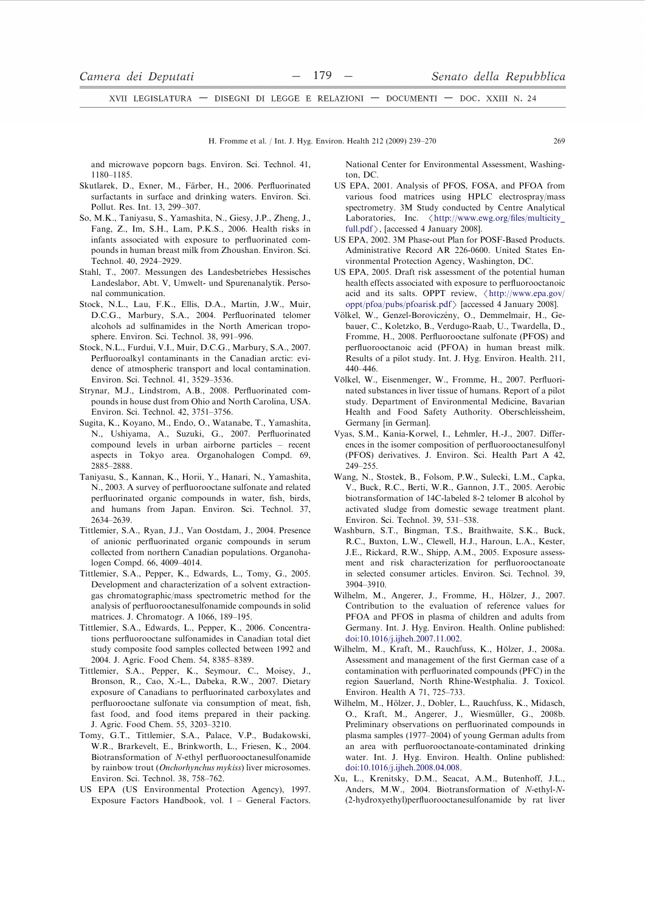and microwave popcorn bags. Environ. Sci. Technol. 41, 1180–1185.

Skutlarek, D., Exner, M., Färber, H., 2006. Perfluorinated surfactants in surface and drinking waters. Environ. Sci. Pollut. Res. Int. 13, 299–307.

So, M.K., Taniyasu, S., Yamashita, N., Giesy, J.P., Zheng, J., Fang, Z., Im, S.H., Lam, P.K.S., 2006. Health risks in infants associated with exposure to perfluorinated compounds in human breast milk from Zhoushan. Environ. Sci. Technol. 40, 2924–2929.

Stahl, T., 2007. Messungen des Landesbetriebes Hessisches Landeslabor, Abt. V, Umwelt- und Spurenanalytik. Personal communication.

Stock, N.L., Lau, F.K., Ellis, D.A., Martin, J.W., Muir, D.C.G., Marbury, S.A., 2004. Perfluorinated telomer alcohols ad sulfinamides in the North American troposphere. Environ. Sci. Technol. 38, 991–996.

Stock, N.L., Furdui, V.I., Muir, D.C.G., Marbury, S.A., 2007. Perfluoroalkyl contaminants in the Canadian arctic: evidence of atmospheric transport and local contamination. Environ. Sci. Technol. 41, 3529–3536.

Strynar, M.J., Lindstrom, A.B., 2008. Perfluorinated compounds in house dust from Ohio and North Carolina, USA. Environ. Sci. Technol. 42, 3751–3756.

Sugita, K., Koyano, M., Endo, O., Watanabe, T., Yamashita, N., Ushiyama, A., Suzuki, G., 2007. Perfluorinated compound levels in urban airborne particles – recent aspects in Tokyo area. Organohalogen Compd. 69, 2885–2888.

Taniyasu, S., Kannan, K., Horii, Y., Hanari, N., Yamashita, N., 2003. A survey of perfluorooctane sulfonate and related perfluorinated organic compounds in water, fish, birds, and humans from Japan. Environ. Sci. Technol. 37, 2634–2639.

Tittlemier, S.A., Ryan, J.J., Van Oostdam, J., 2004. Presence of anionic perfluorinated organic compounds in serum collected from northern Canadian populations. Organohalogen Compd. 66, 4009–4014.

Tittlemier, S.A., Pepper, K., Edwards, L., Tomy, G., 2005. Development and characterization of a solvent extraction-gas chromatographic/mass spectrometric method for the analysis of perfluorooctanesulfonamide compounds in solid matrices. J. Chromatogr. A 1066, 189–195.

Tittlemier, S.A., Edwards, L., Pepper, K., 2006. Concentrations perfluorooctane sulfonamides in Canadian total diet study composite food samples collected between 1992 and 2004. J. Agric. Food Chem. 54, 8385–8389.

Tittlemier, S.A., Pepper, K., Seymour, C., Moisey, J., Bronson, R., Cao, X.-L., Dabeka, R.W., 2007. Dietary exposure of Canadians to perfluorinated carboxylates and perfluorooctane sulfonate via consumption of meat, fish, fast food, and food items prepared in their packing. J. Agric. Food Chem. 55, 3203–3210.

Tomy, G.T., Tittlemier, S.A., Palace, V.P., Budakowski, W.R., Brarkevelt, E., Brinkworth, L., Friesen, K., 2004. Biotransformation of *N*-ethyl perfluorooctanesulfonamide by rainbow trout (*Onchorhynchus mykiss*) liver microsomes. Environ. Sci. Technol. 38, 758–762.

US EPA (US Environmental Protection Agency), 1997. Exposure Factors Handbook, vol. 1 – General Factors. National Center for Environmental Assessment, Washington, DC.

US EPA, 2001. Analysis of PFOS, FOSA, and PFOA from various food matrices using HPLC electrospray/mass spectrometry. 3M Study conducted by Centre Analytical Laboratories, Inc. 〈http://www.ewg.org/files/multicity_full.pdf〉, [accessed 4 January 2008].

US EPA, 2002. 3M Phase-out Plan for POSF-Based Products. Administrative Record AR 226-0600. United States Environmental Protection Agency, Washington, DC.

US EPA, 2005. Draft risk assessment of the potential human health effects associated with exposure to perfluorooctanoic acid and its salts. OPPT review, 〈http://www.epa.gov/oppt/pfoa/pubs/pfoarisk.pdf〉 [accessed 4 January 2008].

Völkel, W., Genzel-Boroviczény, O., Demmelmair, H., Gebauer, C., Koletzko, B., Verdugo-Raab, U., Twardella, D., Fromme, H., 2008. Perfluorooctane sulfonate (PFOS) and perfluorooctanoic acid (PFOA) in human breast milk. Results of a pilot study. Int. J. Hyg. Environ. Health. 211, 440–446.

Völkel, W., Eisenmenger, W., Fromme, H., 2007. Perfluorinated substances in liver tissue of humans. Report of a pilot study. Department of Environmental Medicine, Bavarian Health and Food Safety Authority. Oberschleissheim, Germany [in German].

Vyas, S.M., Kania-Korwel, I., Lehmler, H.-J., 2007. Differences in the isomer composition of perfluorooctanesulfonyl (PFOS) derivatives. J. Environ. Sci. Health Part A 42, 249–255.

Wang, N., Stostek, B., Folsom, P.W., Sulecki, L.M., Capka, V., Buck, R.C., Berti, W.R., Gannon, J.T., 2005. Aerobic biotransformation of 14C-labeled 8-2 telomer B alcohol by activated sludge from domestic sewage treatment plant. Environ. Sci. Technol. 39, 531–538.

Washburn, S.T., Bingman, T.S., Braithwaite, S.K., Buck, R.C., Buxton, L.W., Clewell, H.J., Haroun, L.A., Kester, J.E., Rickard, R.W., Shipp, A.M., 2005. Exposure assessment and risk characterization for perfluorooctanoate in selected consumer articles. Environ. Sci. Technol. 39, 3904–3910.

Wilhelm, M., Angerer, J., Fromme, H., Hölzer, J., 2007. Contribution to the evaluation of reference values for PFOA and PFOS in plasma of children and adults from Germany. Int. J. Hyg. Environ. Health. Online published: doi:10.1016/j.ijheh.2007.11.002.

Wilhelm, M., Kraft, M., Rauchfuss, K., Hölzer, J., 2008a. Assessment and management of the first German case of a contamination with perfluorinated compounds (PFC) in the region Sauerland, North Rhine-Westphalia. J. Toxicol. Environ. Health A 71, 725–733.

Wilhelm, M., Hölzer, J., Dobler, L., Rauchfuss, K., Midasch, O., Kraft, M., Angerer, J., Wiesmüller, G., 2008b. Preliminary observations on perfluorinated compounds in plasma samples (1977–2004) of young German adults from an area with perfluorooctanoate-contaminated drinking water. Int. J. Hyg. Environ. Health. Online published: doi:10.1016/j.ijheh.2008.04.008.

Xu, L., Krenitsky, D.M., Seacat, A.M., Butenhoff, J.L., Anders, M.W., 2004. Biotransformation of *N*-ethyl-*N*-(2-hydroxyethyl)perfluorooctanesulfonamide by rat liver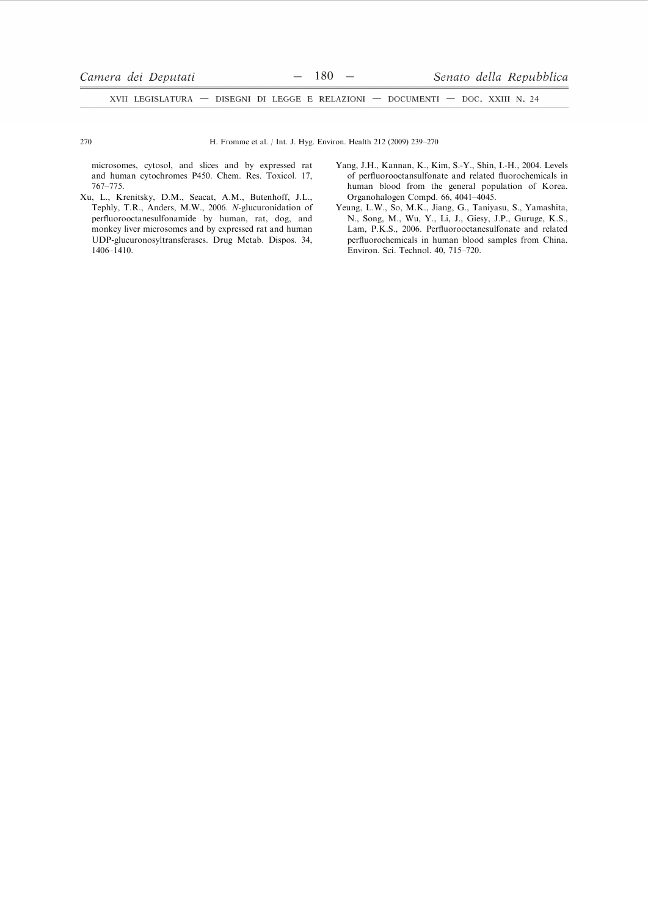microsomes, cytosol, and slices and by expressed rat and human cytochromes P450. Chem. Res. Toxicol. 17, 767–775.

Xu, L., Krenitsky, D.M., Seacat, A.M., Butenhoff, J.L., Tephly, T.R., Anders, M.W., 2006. *N*-glucuronidation of perfluorooctanesulfonamide by human, rat, dog, and monkey liver microsomes and by expressed rat and human UDP-glucuronosyltransferases. Drug Metab. Dispos. 34, 1406–1410.

Yang, J.H., Kannan, K., Kim, S.-Y., Shin, I.-H., 2004. Levels of perfluorooctansulfonate and related fluorochemicals in human blood from the general population of Korea. Organohalogen Compd. 66, 4041–4045.

Yeung, L.W., So, M.K., Jiang, G., Taniyasu, S., Yamashita, N., Song, M., Wu, Y., Li, J., Giesy, J.P., Guruge, K.S., Lam, P.K.S., 2006. Perfluorooctanesulfonate and related perfluorochemicals in human blood samples from China. Environ. Sci. Technol. 40, 715–720.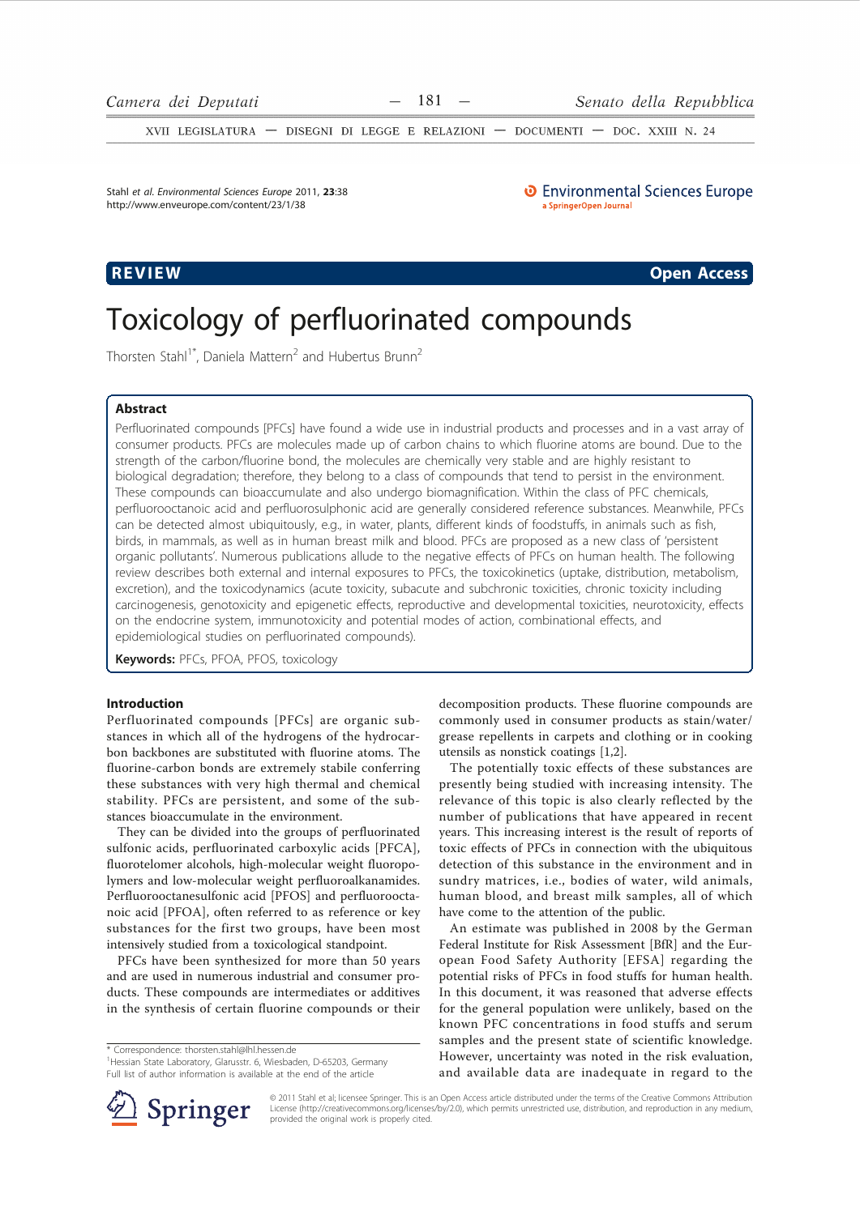# Toxicology of perfluorinated compounds

Thorsten Stahl[1*], Daniela Mattern[2] and Hubertus Brunn[2]

## Abstract

Perfluorinated compounds [PFCs] have found a wide use in industrial products and processes and in a vast array of consumer products. PFCs are molecules made up of carbon chains to which fluorine atoms are bound. Due to the strength of the carbon/fluorine bond, the molecules are chemically very stable and are highly resistant to biological degradation; therefore, they belong to a class of compounds that tend to persist in the environment. These compounds can bioaccumulate and also undergo biomagnification. Within the class of PFC chemicals, perfluorooctanoic acid and perfluorosulphonic acid are generally considered reference substances. Meanwhile, PFCs can be detected almost ubiquitously, e.g., in water, plants, different kinds of foodstuffs, in animals such as fish, birds, in mammals, as well as in human breast milk and blood. PFCs are proposed as a new class of 'persistent organic pollutants'. Numerous publications allude to the negative effects of PFCs on human health. The following review describes both external and internal exposures to PFCs, the toxicokinetics (uptake, distribution, metabolism, excretion), and the toxicodynamics (acute toxicity, subacute and subchronic toxicities, chronic toxicity including carcinogenesis, genotoxicity and epigenetic effects, reproductive and developmental toxicities, neurotoxicity, effects on the endocrine system, immunotoxicity and potential modes of action, combinational effects, and epidemiological studies on perfluorinated compounds).

**Keywords:** PFCs, PFOA, PFOS, toxicology

## Introduction

Perfluorinated compounds [PFCs] are organic substances in which all of the hydrogens of the hydrocarbon backbones are substituted with fluorine atoms. The fluorine-carbon bonds are extremely stabile conferring these substances with very high thermal and chemical stability. PFCs are persistent, and some of the substances bioaccumulate in the environment.

They can be divided into the groups of perfluorinated sulfonic acids, perfluorinated carboxylic acids [PFCA], fluorotelomer alcohols, high-molecular weight fluoropolymers and low-molecular weight perfluoroalkanamides. Perfluorooctanesulfonic acid [PFOS] and perfluorooctanoic acid [PFOA], often referred to as reference or key substances for the first two groups, have been most intensively studied from a toxicological standpoint.

PFCs have been synthesized for more than 50 years and are used in numerous industrial and consumer products. These compounds are intermediates or additives in the synthesis of certain fluorine compounds or their decomposition products. These fluorine compounds are commonly used in consumer products as stain/water/grease repellents in carpets and clothing or in cooking utensils as nonstick coatings [1,2].

The potentially toxic effects of these substances are presently being studied with increasing intensity. The relevance of this topic is also clearly reflected by the number of publications that have appeared in recent years. This increasing interest is the result of reports of toxic effects of PFCs in connection with the ubiquitous detection of this substance in the environment and in sundry matrices, i.e., bodies of water, wild animals, human blood, and breast milk samples, all of which have come to the attention of the public.

An estimate was published in 2008 by the German Federal Institute for Risk Assessment [BfR] and the European Food Safety Authority [EFSA] regarding the potential risks of PFCs in food stuffs for human health. In this document, it was reasoned that adverse effects for the general population were unlikely, based on the known PFC concentrations in food stuffs and serum samples and the present state of scientific knowledge. However, uncertainty was noted in the risk evaluation, and available data are inadequate in regard to the

\* Correspondence: thorsten.stahl@lhl.hessen.de
[1]Hessian State Laboratory, Glarusstr. 6, Wiesbaden, D-65203, Germany
Full list of author information is available at the end of the article

© 2011 Stahl et al; licensee Springer. This is an Open Access article distributed under the terms of the Creative Commons Attribution License (http://creativecommons.org/licenses/by/2.0), which permits unrestricted use, distribution, and reproduction in any medium, provided the original work is properly cited.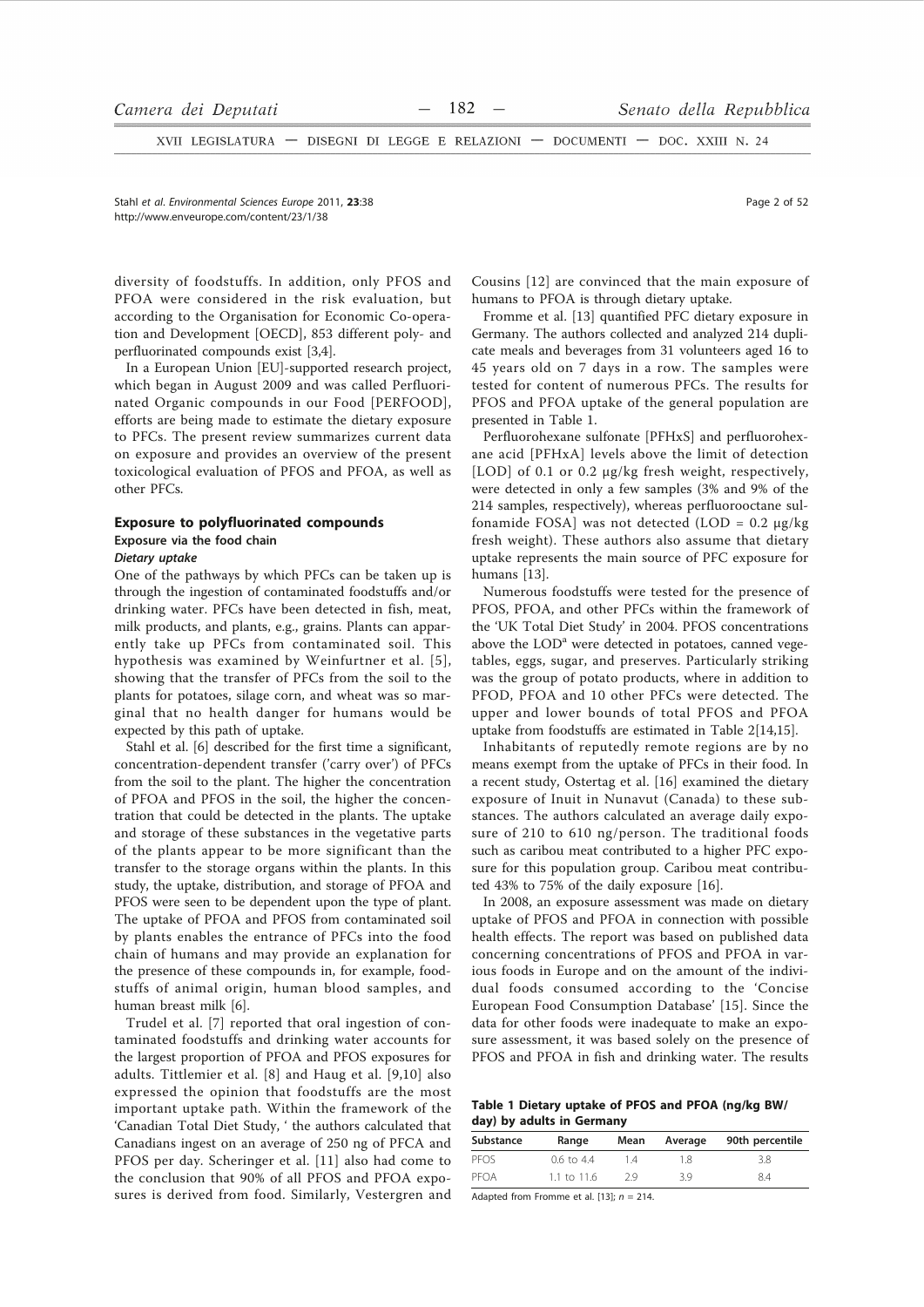diversity of foodstuffs. In addition, only PFOS and PFOA were considered in the risk evaluation, but according to the Organisation for Economic Co-operation and Development [OECD], 853 different poly- and perfluorinated compounds exist [3,4].

In a European Union [EU]-supported research project, which began in August 2009 and was called Perfluorinated Organic compounds in our Food [PERFOOD], efforts are being made to estimate the dietary exposure to PFCs. The present review summarizes current data on exposure and provides an overview of the present toxicological evaluation of PFOS and PFOA, as well as other PFCs.

## Exposure to polyfluorinated compounds

### Exposure via the food chain

#### *Dietary uptake*

One of the pathways by which PFCs can be taken up is through the ingestion of contaminated foodstuffs and/or drinking water. PFCs have been detected in fish, meat, milk products, and plants, e.g., grains. Plants can apparently take up PFCs from contaminated soil. This hypothesis was examined by Weinfurtner et al. [5], showing that the transfer of PFCs from the soil to the plants for potatoes, silage corn, and wheat was so marginal that no health danger for humans would be expected by this path of uptake.

Stahl et al. [6] described for the first time a significant, concentration-dependent transfer ('carry over') of PFCs from the soil to the plant. The higher the concentration of PFOA and PFOS in the soil, the higher the concentration that could be detected in the plants. The uptake and storage of these substances in the vegetative parts of the plants appear to be more significant than the transfer to the storage organs within the plants. In this study, the uptake, distribution, and storage of PFOA and PFOS were seen to be dependent upon the type of plant. The uptake of PFOA and PFOS from contaminated soil by plants enables the entrance of PFCs into the food chain of humans and may provide an explanation for the presence of these compounds in, for example, foodstuffs of animal origin, human blood samples, and human breast milk [6].

Trudel et al. [7] reported that oral ingestion of contaminated foodstuffs and drinking water accounts for the largest proportion of PFOA and PFOS exposures for adults. Tittlemier et al. [8] and Haug et al. [9,10] also expressed the opinion that foodstuffs are the most important uptake path. Within the framework of the 'Canadian Total Diet Study, ' the authors calculated that Canadians ingest on an average of 250 ng of PFCA and PFOS per day. Scheringer et al. [11] also had come to the conclusion that 90% of all PFOS and PFOA exposures is derived from food. Similarly, Vestergren and Cousins [12] are convinced that the main exposure of humans to PFOA is through dietary uptake.

Fromme et al. [13] quantified PFC dietary exposure in Germany. The authors collected and analyzed 214 duplicate meals and beverages from 31 volunteers aged 16 to 45 years old on 7 days in a row. The samples were tested for content of numerous PFCs. The results for PFOS and PFOA uptake of the general population are presented in Table 1.

Perfluorohexane sulfonate [PFHxS] and perfluorohexane acid [PFHxA] levels above the limit of detection [LOD] of 0.1 or 0.2 μg/kg fresh weight, respectively, were detected in only a few samples (3% and 9% of the 214 samples, respectively), whereas perfluorooctane sulfonamide FOSA] was not detected (LOD = 0.2 μg/kg fresh weight). These authors also assume that dietary uptake represents the main source of PFC exposure for humans [13].

Numerous foodstuffs were tested for the presence of PFOS, PFOA, and other PFCs within the framework of the 'UK Total Diet Study' in 2004. PFOS concentrations above the LOD[a] were detected in potatoes, canned vegetables, eggs, sugar, and preserves. Particularly striking was the group of potato products, where in addition to PFOD, PFOA and 10 other PFCs were detected. The upper and lower bounds of total PFOS and PFOA uptake from foodstuffs are estimated in Table 2[14,15].

Inhabitants of reputedly remote regions are by no means exempt from the uptake of PFCs in their food. In a recent study, Ostertag et al. [16] examined the dietary exposure of Inuit in Nunavut (Canada) to these substances. The authors calculated an average daily exposure of 210 to 610 ng/person. The traditional foods such as caribou meat contributed to a higher PFC exposure for this population group. Caribou meat contributed 43% to 75% of the daily exposure [16].

In 2008, an exposure assessment was made on dietary uptake of PFOS and PFOA in connection with possible health effects. The report was based on published data concerning concentrations of PFOS and PFOA in various foods in Europe and on the amount of the individual foods consumed according to the 'Concise European Food Consumption Database' [15]. Since the data for other foods were inadequate to make an exposure assessment, it was based solely on the presence of PFOS and PFOA in fish and drinking water. The results

**Table 1 Dietary uptake of PFOS and PFOA (ng/kg BW/day) by adults in Germany**

| Substance | Range | Mean | Average | 90th percentile |
|---|---|---|---|---|
| PFOS | 0.6 to 4.4 | 1.4 | 1.8 | 3.8 |
| PFOA | 1.1 to 11.6 | 2.9 | 3.9 | 8.4 |

Adapted from Fromme et al. [13]; *n* = 214.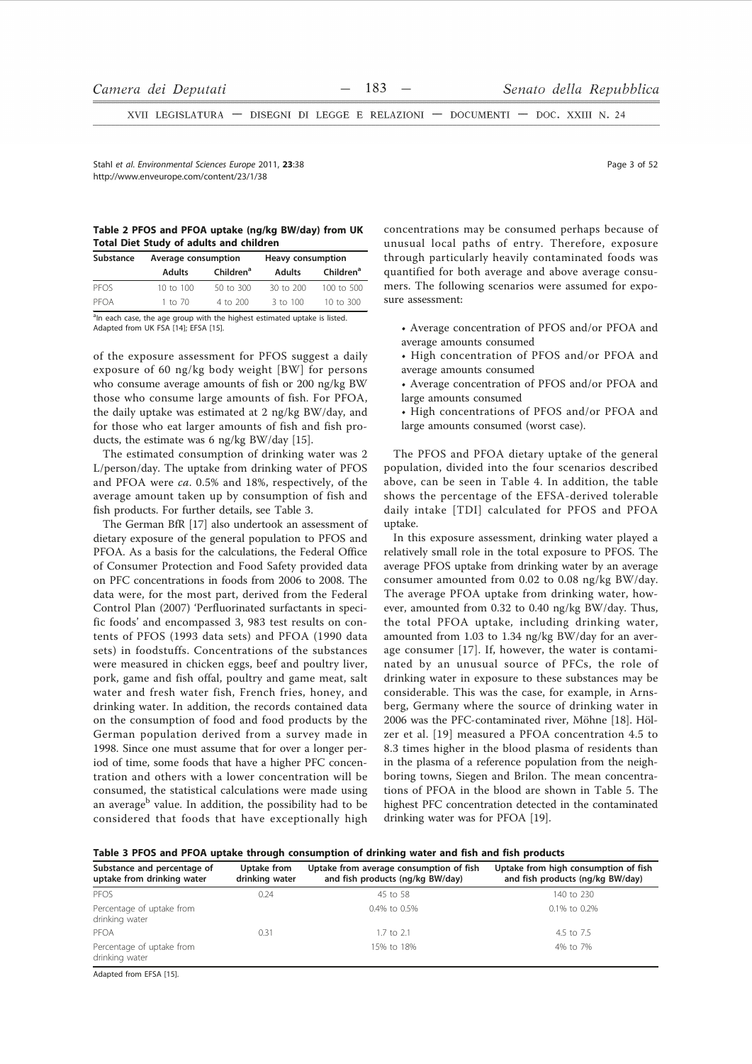**Table 2 PFOS and PFOA uptake (ng/kg BW/day) from UK Total Diet Study of adults and children**

| Substance | Average consumption | | Heavy consumption | |
|---|---|---|---|---|
| | Adults | Children[a] | Adults | Children[a] |
| PFOS | 10 to 100 | 50 to 300 | 30 to 200 | 100 to 500 |
| PFOA | 1 to 70 | 4 to 200 | 3 to 100 | 10 to 300 |

[a]In each case, the age group with the highest estimated uptake is listed.
Adapted from UK FSA [14]; EFSA [15].

of the exposure assessment for PFOS suggest a daily exposure of 60 ng/kg body weight [BW] for persons who consume average amounts of fish or 200 ng/kg BW those who consume large amounts of fish. For PFOA, the daily uptake was estimated at 2 ng/kg BW/day, and for those who eat larger amounts of fish and fish products, the estimate was 6 ng/kg BW/day [15].

The estimated consumption of drinking water was 2 L/person/day. The uptake from drinking water of PFOS and PFOA were *ca*. 0.5% and 18%, respectively, of the average amount taken up by consumption of fish and fish products. For further details, see Table 3.

The German BfR [17] also undertook an assessment of dietary exposure of the general population to PFOS and PFOA. As a basis for the calculations, the Federal Office of Consumer Protection and Food Safety provided data on PFC concentrations in foods from 2006 to 2008. The data were, for the most part, derived from the Federal Control Plan (2007) 'Perfluorinated surfactants in specific foods' and encompassed 3, 983 test results on contents of PFOS (1993 data sets) and PFOA (1990 data sets) in foodstuffs. Concentrations of the substances were measured in chicken eggs, beef and poultry liver, pork, game and fish offal, poultry and game meat, salt water and fresh water fish, French fries, honey, and drinking water. In addition, the records contained data on the consumption of food and food products by the German population derived from a survey made in 1998. Since one must assume that for over a longer period of time, some foods that have a higher PFC concentration and others with a lower concentration will be consumed, the statistical calculations were made using an average[b] value. In addition, the possibility had to be considered that foods that have exceptionally high concentrations may be consumed perhaps because of unusual local paths of entry. Therefore, exposure through particularly heavily contaminated foods was quantified for both average and above average consumers. The following scenarios were assumed for exposure assessment:

- Average concentration of PFOS and/or PFOA and average amounts consumed
- High concentration of PFOS and/or PFOA and average amounts consumed
- Average concentration of PFOS and/or PFOA and large amounts consumed
- High concentrations of PFOS and/or PFOA and large amounts consumed (worst case).

The PFOS and PFOA dietary uptake of the general population, divided into the four scenarios described above, can be seen in Table 4. In addition, the table shows the percentage of the EFSA-derived tolerable daily intake [TDI] calculated for PFOS and PFOA uptake.

In this exposure assessment, drinking water played a relatively small role in the total exposure to PFOS. The average PFOS uptake from drinking water by an average consumer amounted from 0.02 to 0.08 ng/kg BW/day. The average PFOA uptake from drinking water, however, amounted from 0.32 to 0.40 ng/kg BW/day. Thus, the total PFOA uptake, including drinking water, amounted from 1.03 to 1.34 ng/kg BW/day for an average consumer [17]. If, however, the water is contaminated by an unusual source of PFCs, the role of drinking water in exposure to these substances may be considerable. This was the case, for example, in Arnsberg, Germany where the source of drinking water in 2006 was the PFC-contaminated river, Möhne [18]. Hölzer et al. [19] measured a PFOA concentration 4.5 to 8.3 times higher in the blood plasma of residents than in the plasma of a reference population from the neighboring towns, Siegen and Brilon. The mean concentrations of PFOA in the blood are shown in Table 5. The highest PFC concentration detected in the contaminated drinking water was for PFOA [19].

**Table 3 PFOS and PFOA uptake through consumption of drinking water and fish and fish products**

| Substance and percentage of uptake from drinking water | Uptake from drinking water | Uptake from average consumption of fish and fish products (ng/kg BW/day) | Uptake from high consumption of fish and fish products (ng/kg BW/day) |
|---|---|---|---|
| PFOS | 0.24 | 45 to 58 | 140 to 230 |
| Percentage of uptake from drinking water | | 0.4% to 0.5% | 0.1% to 0.2% |
| PFOA | 0.31 | 1.7 to 2.1 | 4.5 to 7.5 |
| Percentage of uptake from drinking water | | 15% to 18% | 4% to 7% |

Adapted from EFSA [15].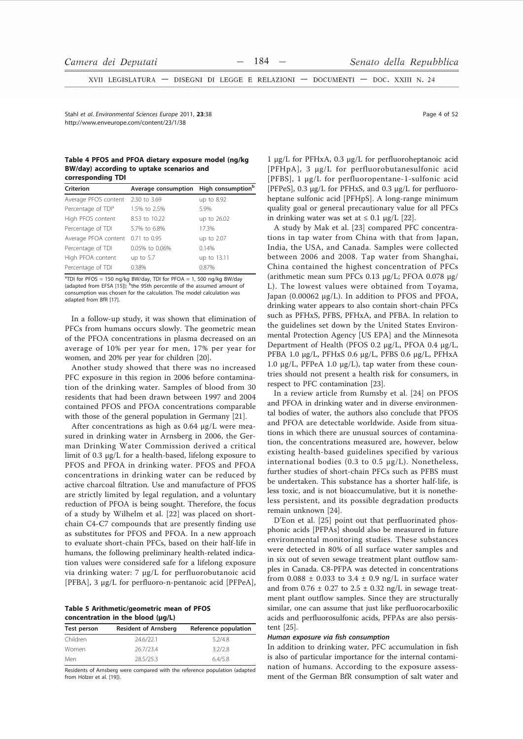**Table 4 PFOS and PFOA dietary exposure model (ng/kg BW/day) according to uptake scenarios and corresponding TDI**

| Criterion | Average consumption | High consumption[b] |
|---|---|---|
| Average PFOS content | 2.30 to 3.69 | up to 8.92 |
| Percentage of TDI[a] | 1.5% to 2.5% | 5.9% |
| High PFOS content | 8.53 to 10.22 | up to 26.02 |
| Percentage of TDI | 5.7% to 6.8% | 17.3% |
| Average PFOA content | 0.71 to 0.95 | up to 2.07 |
| Percentage of TDI | 0.05% to 0.06% | 0.14% |
| High PFOA content | up to 5.7 | up to 13.11 |
| Percentage of TDI | 0.38% | 0.87% |

[a]TDI for PFOS = 150 ng/kg BW/day, TDI for PFOA = 1, 500 ng/kg BW/day (adapted from EFSA [15]); [b]the 95th percentile of the assumed amount of consumption was chosen for the calculation. The model calculation was adapted from BfR [17].

In a follow-up study, it was shown that elimination of PFCs from humans occurs slowly. The geometric mean of the PFOA concentrations in plasma decreased on an average of 10% per year for men, 17% per year for women, and 20% per year for children [20].

Another study showed that there was no increased PFC exposure in this region in 2006 before contamination of the drinking water. Samples of blood from 30 residents that had been drawn between 1997 and 2004 contained PFOS and PFOA concentrations comparable with those of the general population in Germany [21].

After concentrations as high as 0.64 μg/L were measured in drinking water in Arnsberg in 2006, the German Drinking Water Commission derived a critical limit of 0.3 μg/L for a health-based, lifelong exposure to PFOS and PFOA in drinking water. PFOS and PFOA concentrations in drinking water can be reduced by active charcoal filtration. Use and manufacture of PFOS are strictly limited by legal regulation, and a voluntary reduction of PFOA is being sought. Therefore, the focus of a study by Wilhelm et al. [22] was placed on short-chain C4-C7 compounds that are presently finding use as substitutes for PFOS and PFOA. In a new approach to evaluate short-chain PFCs, based on their half-life in humans, the following preliminary health-related indication values were considered safe for a lifelong exposure via drinking water: 7 μg/L for perfluorobutanoic acid [PFBA], 3 μg/L for perfluoro-n-pentanoic acid [PFPeA], 1 μg/L for PFHxA, 0.3 μg/L for perfluoroheptanoic acid [PFHpA], 3 μg/L for perfluorobutanesulfonic acid [PFBS], 1 μg/L for perfluoropentane-1-sulfonic acid [PFPeS], 0.3 μg/L for PFHxS, and 0.3 μg/L for perfluoroheptane sulfonic acid [PFHpS]. A long-range minimum quality goal or general precautionary value for all PFCs in drinking water was set at ≤ 0.1 μg/L [22].

**Table 5 Arithmetic/geometric mean of PFOS concentration in the blood (μg/L)**

| Test person | Resident of Arnsberg | Reference population |
|---|---|---|
| Children | 24.6/22.1 | 5.2/4.8 |
| Women | 26.7/23.4 | 3.2/2.8 |
| Men | 28.5/25.3 | 6.4/5.8 |

Residents of Arnsberg were compared with the reference population (adapted from Hölzer et al. [19]).

A study by Mak et al. [23] compared PFC concentrations in tap water from China with that from Japan, India, the USA, and Canada. Samples were collected between 2006 and 2008. Tap water from Shanghai, China contained the highest concentration of PFCs (arithmetic mean sum PFCs 0.13 μg/L; PFOA 0.078 μg/L). The lowest values were obtained from Toyama, Japan (0.00062 μg/L). In addition to PFOS and PFOA, drinking water appears to also contain short-chain PFCs such as PFHxS, PFBS, PFHxA, and PFBA. In relation to the guidelines set down by the United States Environmental Protection Agency [US EPA] and the Minnesota Department of Health (PFOS 0.2 μg/L, PFOA 0.4 μg/L, PFBA 1.0 μg/L, PFHxS 0.6 μg/L, PFBS 0.6 μg/L, PFHxA 1.0 μg/L, PFPeA 1.0 μg/L), tap water from these countries should not present a health risk for consumers, in respect to PFC contamination [23].

In a review article from Rumsby et al. [24] on PFOS and PFOA in drinking water and in diverse environmental bodies of water, the authors also conclude that PFOS and PFOA are detectable worldwide. Aside from situations in which there are unusual sources of contamination, the concentrations measured are, however, below existing health-based guidelines specified by various international bodies (0.3 to 0.5 μg/L). Nonetheless, further studies of short-chain PFCs such as PFBS must be undertaken. This substance has a shorter half-life, is less toxic, and is not bioaccumulative, but it is nonetheless persistent, and its possible degradation products remain unknown [24].

D'Eon et al. [25] point out that perfluorinated phosphonic acids [PFPAs] should also be measured in future environmental monitoring studies. These substances were detected in 80% of all surface water samples and in six out of seven sewage treatment plant outflow samples in Canada. C8-PFPA was detected in concentrations from 0.088 ± 0.033 to 3.4 ± 0.9 ng/L in surface water and from 0.76 ± 0.27 to 2.5 ± 0.32 ng/L in sewage treatment plant outflow samples. Since they are structurally similar, one can assume that just like perfluorocarboxilic acids and perfluorosulfonic acids, PFPAs are also persistent [25].

#### *Human exposure via fish consumption*

In addition to drinking water, PFC accumulation in fish is also of particular importance for the internal contamination of humans. According to the exposure assessment of the German BfR consumption of salt water and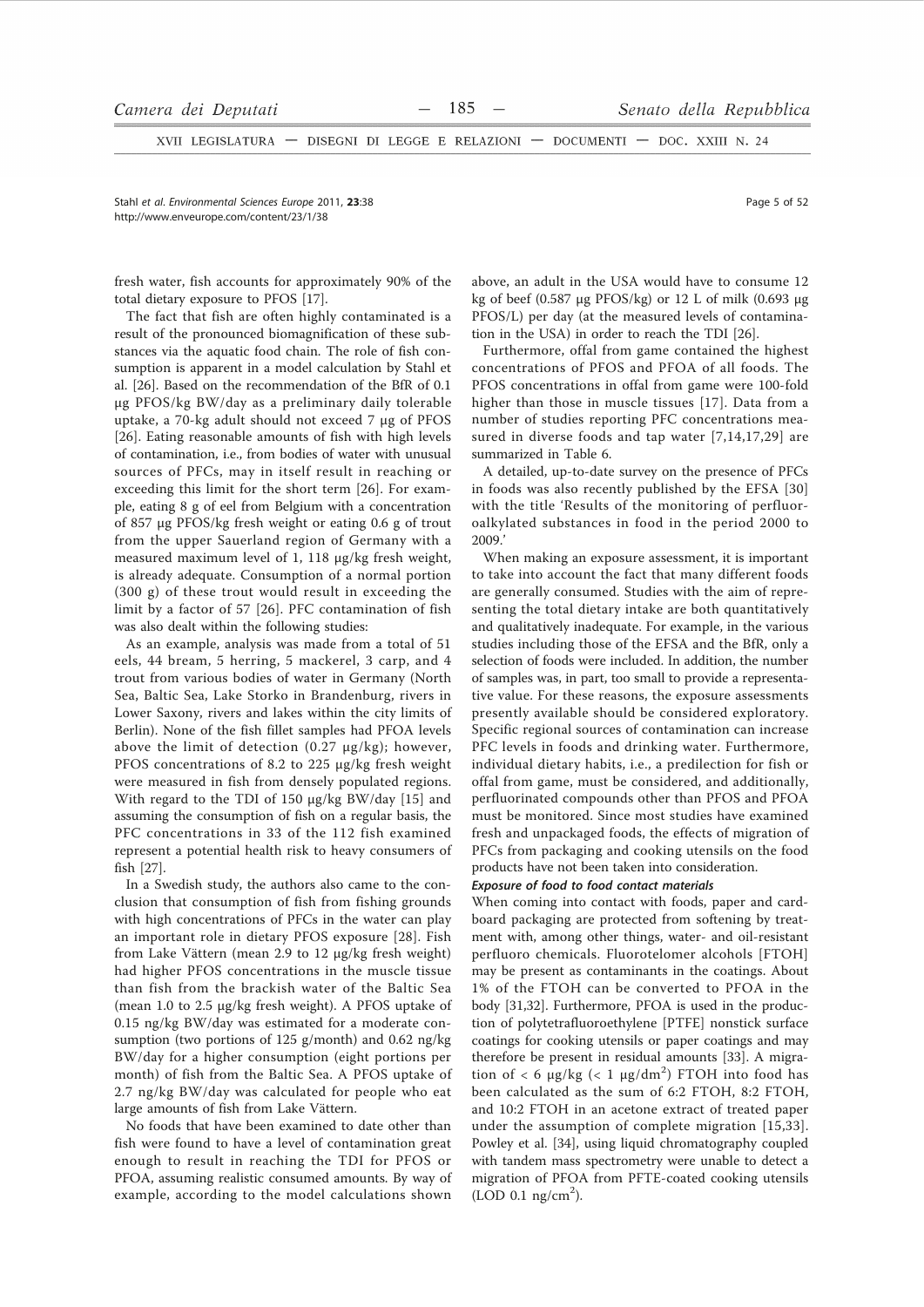fresh water, fish accounts for approximately 90% of the total dietary exposure to PFOS [17].

The fact that fish are often highly contaminated is a result of the pronounced biomagnification of these substances via the aquatic food chain. The role of fish consumption is apparent in a model calculation by Stahl et al. [26]. Based on the recommendation of the BfR of 0.1 μg PFOS/kg BW/day as a preliminary daily tolerable uptake, a 70-kg adult should not exceed 7 μg of PFOS [26]. Eating reasonable amounts of fish with high levels of contamination, i.e., from bodies of water with unusual sources of PFCs, may in itself result in reaching or exceeding this limit for the short term [26]. For example, eating 8 g of eel from Belgium with a concentration of 857 μg PFOS/kg fresh weight or eating 0.6 g of trout from the upper Sauerland region of Germany with a measured maximum level of 1, 118 μg/kg fresh weight, is already adequate. Consumption of a normal portion (300 g) of these trout would result in exceeding the limit by a factor of 57 [26]. PFC contamination of fish was also dealt within the following studies:

As an example, analysis was made from a total of 51 eels, 44 bream, 5 herring, 5 mackerel, 3 carp, and 4 trout from various bodies of water in Germany (North Sea, Baltic Sea, Lake Storko in Brandenburg, rivers in Lower Saxony, rivers and lakes within the city limits of Berlin). None of the fish fillet samples had PFOA levels above the limit of detection (0.27 μg/kg); however, PFOS concentrations of 8.2 to 225 μg/kg fresh weight were measured in fish from densely populated regions. With regard to the TDI of 150 μg/kg BW/day [15] and assuming the consumption of fish on a regular basis, the PFC concentrations in 33 of the 112 fish examined represent a potential health risk to heavy consumers of fish [27].

In a Swedish study, the authors also came to the conclusion that consumption of fish from fishing grounds with high concentrations of PFCs in the water can play an important role in dietary PFOS exposure [28]. Fish from Lake Vättern (mean 2.9 to 12 μg/kg fresh weight) had higher PFOS concentrations in the muscle tissue than fish from the brackish water of the Baltic Sea (mean 1.0 to 2.5 μg/kg fresh weight). A PFOS uptake of 0.15 ng/kg BW/day was estimated for a moderate consumption (two portions of 125 g/month) and 0.62 ng/kg BW/day for a higher consumption (eight portions per month) of fish from the Baltic Sea. A PFOS uptake of 2.7 ng/kg BW/day was calculated for people who eat large amounts of fish from Lake Vättern.

No foods that have been examined to date other than fish were found to have a level of contamination great enough to result in reaching the TDI for PFOS or PFOA, assuming realistic consumed amounts. By way of example, according to the model calculations shown above, an adult in the USA would have to consume 12 kg of beef (0.587 μg PFOS/kg) or 12 L of milk (0.693 μg PFOS/L) per day (at the measured levels of contamination in the USA) in order to reach the TDI [26].

Furthermore, offal from game contained the highest concentrations of PFOS and PFOA of all foods. The PFOS concentrations in offal from game were 100-fold higher than those in muscle tissues [17]. Data from a number of studies reporting PFC concentrations measured in diverse foods and tap water [7,14,17,29] are summarized in Table 6.

A detailed, up-to-date survey on the presence of PFCs in foods was also recently published by the EFSA [30] with the title 'Results of the monitoring of perfluoroalkylated substances in food in the period 2000 to 2009.'

When making an exposure assessment, it is important to take into account the fact that many different foods are generally consumed. Studies with the aim of representing the total dietary intake are both quantitatively and qualitatively inadequate. For example, in the various studies including those of the EFSA and the BfR, only a selection of foods were included. In addition, the number of samples was, in part, too small to provide a representative value. For these reasons, the exposure assessments presently available should be considered exploratory. Specific regional sources of contamination can increase PFC levels in foods and drinking water. Furthermore, individual dietary habits, i.e., a predilection for fish or offal from game, must be considered, and additionally, perfluorinated compounds other than PFOS and PFOA must be monitored. Since most studies have examined fresh and unpackaged foods, the effects of migration of PFCs from packaging and cooking utensils on the food products have not been taken into consideration.

#### *Exposure of food to food contact materials*

When coming into contact with foods, paper and cardboard packaging are protected from softening by treatment with, among other things, water- and oil-resistant perfluoro chemicals. Fluorotelomer alcohols [FTOH] may be present as contaminants in the coatings. About 1% of the FTOH can be converted to PFOA in the body [31,32]. Furthermore, PFOA is used in the production of polytetrafluoroethylene [PTFE] nonstick surface coatings for cooking utensils or paper coatings and may therefore be present in residual amounts [33]. A migration of < 6 μg/kg (< 1 μg/dm$^2$) FTOH into food has been calculated as the sum of 6:2 FTOH, 8:2 FTOH, and 10:2 FTOH in an acetone extract of treated paper under the assumption of complete migration [15,33]. Powley et al. [34], using liquid chromatography coupled with tandem mass spectrometry were unable to detect a migration of PFOA from PFTE-coated cooking utensils (LOD 0.1 ng/cm$^2$).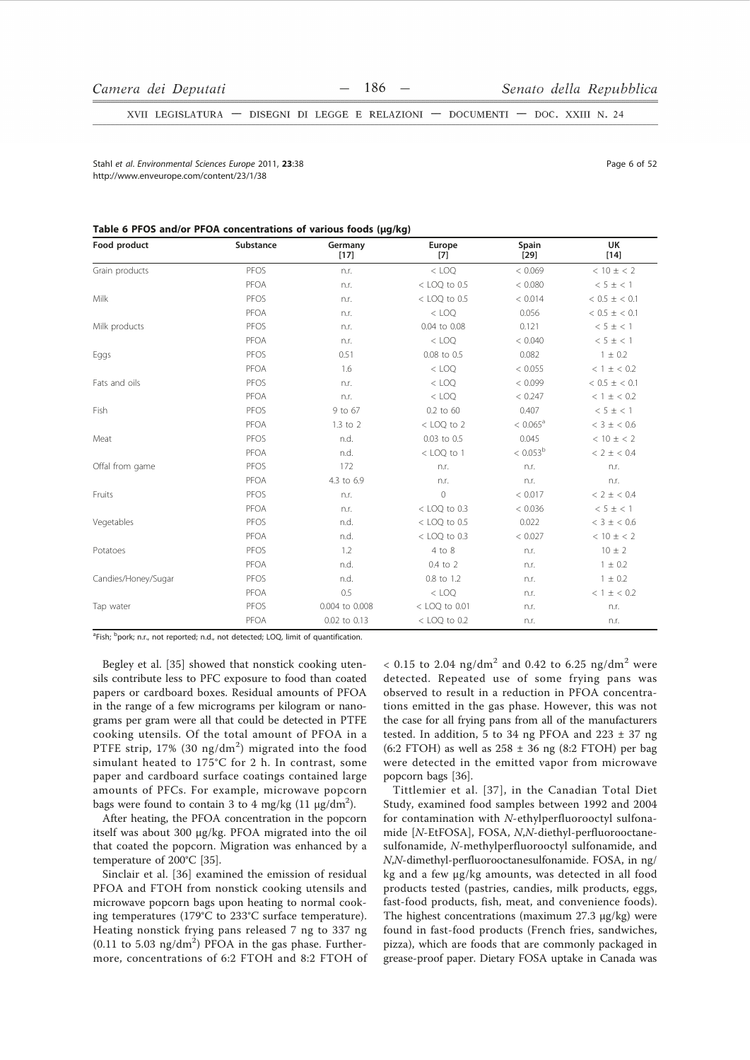**Table 6 PFOS and/or PFOA concentrations of various foods (μg/kg)**

| Food product | Substance | Germany [17] | Europe [7] | Spain [29] | UK [14] |
|---|---|---|---|---|---|
| Grain products | PFOS | n.r. | < LOQ | < 0.069 | < 10 ± < 2 |
| | PFOA | n.r. | < LOQ to 0.5 | < 0.080 | < 5 ± < 1 |
| Milk | PFOS | n.r. | < LOQ to 0.5 | < 0.014 | < 0.5 ± < 0.1 |
| | PFOA | n.r. | < LOQ | 0.056 | < 0.5 ± < 0.1 |
| Milk products | PFOS | n.r. | 0.04 to 0.08 | 0.121 | < 5 ± < 1 |
| | PFOA | n.r. | < LOQ | < 0.040 | < 5 ± < 1 |
| Eggs | PFOS | 0.51 | 0.08 to 0.5 | 0.082 | 1 ± 0.2 |
| | PFOA | 1.6 | < LOQ | < 0.055 | < 1 ± < 0.2 |
| Fats and oils | PFOS | n.r. | < LOQ | < 0.099 | < 0.5 ± < 0.1 |
| | PFOA | n.r. | < LOQ | < 0.247 | < 1 ± < 0.2 |
| Fish | PFOS | 9 to 67 | 0.2 to 60 | 0.407 | < 5 ± < 1 |
| | PFOA | 1.3 to 2 | < LOQ to 2 | < 0.065[a] | < 3 ± < 0.6 |
| Meat | PFOS | n.d. | 0.03 to 0.5 | 0.045 | < 10 ± < 2 |
| | PFOA | n.d. | < LOQ to 1 | < 0.053[b] | < 2 ± < 0.4 |
| Offal from game | PFOS | 172 | n.r. | n.r. | n.r. |
| | PFOA | 4.3 to 6.9 | n.r. | n.r. | n.r. |
| Fruits | PFOS | n.r. | 0 | < 0.017 | < 2 ± < 0.4 |
| | PFOA | n.r. | < LOQ to 0.3 | < 0.036 | < 5 ± < 1 |
| Vegetables | PFOS | n.d. | < LOQ to 0.5 | 0.022 | < 3 ± < 0.6 |
| | PFOA | n.d. | < LOQ to 0.3 | < 0.027 | < 10 ± < 2 |
| Potatoes | PFOS | 1.2 | 4 to 8 | n.r. | 10 ± 2 |
| | PFOA | n.d. | 0.4 to 2 | n.r. | 1 ± 0.2 |
| Candies/Honey/Sugar | PFOS | n.d. | 0.8 to 1.2 | n.r. | 1 ± 0.2 |
| | PFOA | 0.5 | < LOQ | n.r. | < 1 ± < 0.2 |
| Tap water | PFOS | 0.004 to 0.008 | < LOQ to 0.01 | n.r. | n.r. |
| | PFOA | 0.02 to 0.13 | < LOQ to 0.2 | n.r. | n.r. |

[a]Fish; [b]pork; n.r., not reported; n.d., not detected; LOQ, limit of quantification.

Begley et al. [35] showed that nonstick cooking utensils contribute less to PFC exposure to food than coated papers or cardboard boxes. Residual amounts of PFOA in the range of a few micrograms per kilogram or nanograms per gram were all that could be detected in PTFE cooking utensils. Of the total amount of PFOA in a PTFE strip, 17% (30 ng/dm$^2$) migrated into the food simulant heated to 175°C for 2 h. In contrast, some paper and cardboard surface coatings contained large amounts of PFCs. For example, microwave popcorn bags were found to contain 3 to 4 mg/kg (11 μg/dm$^2$).

After heating, the PFOA concentration in the popcorn itself was about 300 μg/kg. PFOA migrated into the oil that coated the popcorn. Migration was enhanced by a temperature of 200°C [35].

Sinclair et al. [36] examined the emission of residual PFOA and FTOH from nonstick cooking utensils and microwave popcorn bags upon heating to normal cooking temperatures (179°C to 233°C surface temperature). Heating nonstick frying pans released 7 ng to 337 ng (0.11 to 5.03 ng/dm$^2$) PFOA in the gas phase. Furthermore, concentrations of 6:2 FTOH and 8:2 FTOH of < 0.15 to 2.04 ng/dm$^2$ and 0.42 to 6.25 ng/dm$^2$ were detected. Repeated use of some frying pans was observed to result in a reduction in PFOA concentrations emitted in the gas phase. However, this was not the case for all frying pans from all of the manufacturers tested. In addition, 5 to 34 ng PFOA and 223 ± 37 ng (6:2 FTOH) as well as 258 ± 36 ng (8:2 FTOH) per bag were detected in the emitted vapor from microwave popcorn bags [36].

Tittlemier et al. [37], in the Canadian Total Diet Study, examined food samples between 1992 and 2004 for contamination with *N*-ethylperfluorooctyl sulfonamide [*N*-EtFOSA], FOSA, *N*,*N*-diethyl-perfluorooctanesulfonamide, *N*-methylperfluorooctyl sulfonamide, and *N*,*N*-dimethyl-perfluorooctanesulfonamide. FOSA, in ng/kg and a few μg/kg amounts, was detected in all food products tested (pastries, candies, milk products, eggs, fast-food products, fish, meat, and convenience foods). The highest concentrations (maximum 27.3 μg/kg) were found in fast-food products (French fries, sandwiches, pizza), which are foods that are commonly packaged in grease-proof paper. Dietary FOSA uptake in Canada was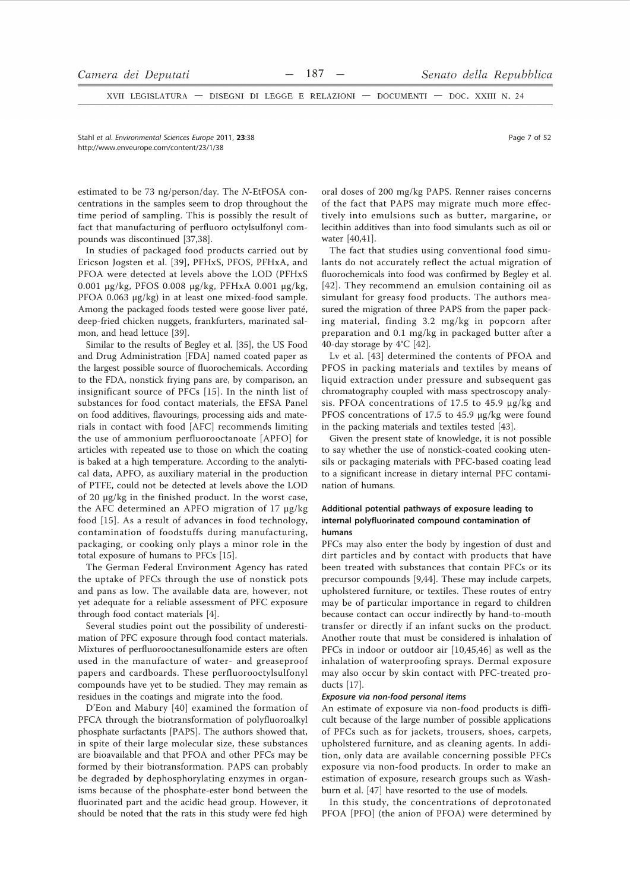estimated to be 73 ng/person/day. The *N*-EtFOSA concentrations in the samples seem to drop throughout the time period of sampling. This is possibly the result of fact that manufacturing of perfluoro octylsulfonyl compounds was discontinued [37,38].

In studies of packaged food products carried out by Ericson Jogsten et al. [39], PFHxS, PFOS, PFHxA, and PFOA were detected at levels above the LOD (PFHxS 0.001 μg/kg, PFOS 0.008 μg/kg, PFHxA 0.001 μg/kg, PFOA 0.063 μg/kg) in at least one mixed-food sample. Among the packaged foods tested were goose liver paté, deep-fried chicken nuggets, frankfurters, marinated salmon, and head lettuce [39].

Similar to the results of Begley et al. [35], the US Food and Drug Administration [FDA] named coated paper as the largest possible source of fluorochemicals. According to the FDA, nonstick frying pans are, by comparison, an insignificant source of PFCs [15]. In the ninth list of substances for food contact materials, the EFSA Panel on food additives, flavourings, processing aids and materials in contact with food [AFC] recommends limiting the use of ammonium perfluorooctanoate [APFO] for articles with repeated use to those on which the coating is baked at a high temperature. According to the analytical data, APFO, as auxiliary material in the production of PTFE, could not be detected at levels above the LOD of 20 μg/kg in the finished product. In the worst case, the AFC determined an APFO migration of 17 μg/kg food [15]. As a result of advances in food technology, contamination of foodstuffs during manufacturing, packaging, or cooking only plays a minor role in the total exposure of humans to PFCs [15].

The German Federal Environment Agency has rated the uptake of PFCs through the use of nonstick pots and pans as low. The available data are, however, not yet adequate for a reliable assessment of PFC exposure through food contact materials [4].

Several studies point out the possibility of underestimation of PFC exposure through food contact materials. Mixtures of perfluorooctanesulfonamide esters are often used in the manufacture of water- and greaseproof papers and cardboards. These perfluorooctylsulfonyl compounds have yet to be studied. They may remain as residues in the coatings and migrate into the food.

D'Eon and Mabury [40] examined the formation of PFCA through the biotransformation of polyfluoroalkyl phosphate surfactants [PAPS]. The authors showed that, in spite of their large molecular size, these substances are bioavailable and that PFOA and other PFCs may be formed by their biotransformation. PAPS can probably be degraded by dephosphorylating enzymes in organisms because of the phosphate-ester bond between the fluorinated part and the acidic head group. However, it should be noted that the rats in this study were fed high oral doses of 200 mg/kg PAPS. Renner raises concerns of the fact that PAPS may migrate much more effectively into emulsions such as butter, margarine, or lecithin additives than into food simulants such as oil or water [40,41].

The fact that studies using conventional food simulants do not accurately reflect the actual migration of fluorochemicals into food was confirmed by Begley et al. [42]. They recommend an emulsion containing oil as simulant for greasy food products. The authors measured the migration of three PAPS from the paper packing material, finding 3.2 mg/kg in popcorn after preparation and 0.1 mg/kg in packaged butter after a 40-day storage by 4°C [42].

Lv et al. [43] determined the contents of PFOA and PFOS in packing materials and textiles by means of liquid extraction under pressure and subsequent gas chromatography coupled with mass spectroscopy analysis. PFOA concentrations of 17.5 to 45.9 μg/kg and PFOS concentrations of 17.5 to 45.9 μg/kg were found in the packing materials and textiles tested [43].

Given the present state of knowledge, it is not possible to say whether the use of nonstick-coated cooking utensils or packaging materials with PFC-based coating lead to a significant increase in dietary internal PFC contamination of humans.

### Additional potential pathways of exposure leading to internal polyfluorinated compound contamination of humans

PFCs may also enter the body by ingestion of dust and dirt particles and by contact with products that have been treated with substances that contain PFCs or its precursor compounds [9,44]. These may include carpets, upholstered furniture, or textiles. These routes of entry may be of particular importance in regard to children because contact can occur indirectly by hand-to-mouth transfer or directly if an infant sucks on the product. Another route that must be considered is inhalation of PFCs in indoor or outdoor air [10,45,46] as well as the inhalation of waterproofing sprays. Dermal exposure may also occur by skin contact with PFC-treated products [17].

#### *Exposure via non-food personal items*

An estimate of exposure via non-food products is difficult because of the large number of possible applications of PFCs such as for jackets, trousers, shoes, carpets, upholstered furniture, and as cleaning agents. In addition, only data are available concerning possible PFCs exposure via non-food products. In order to make an estimation of exposure, research groups such as Washburn et al. [47] have resorted to the use of models.

In this study, the concentrations of deprotonated PFOA [PFO] (the anion of PFOA) were determined by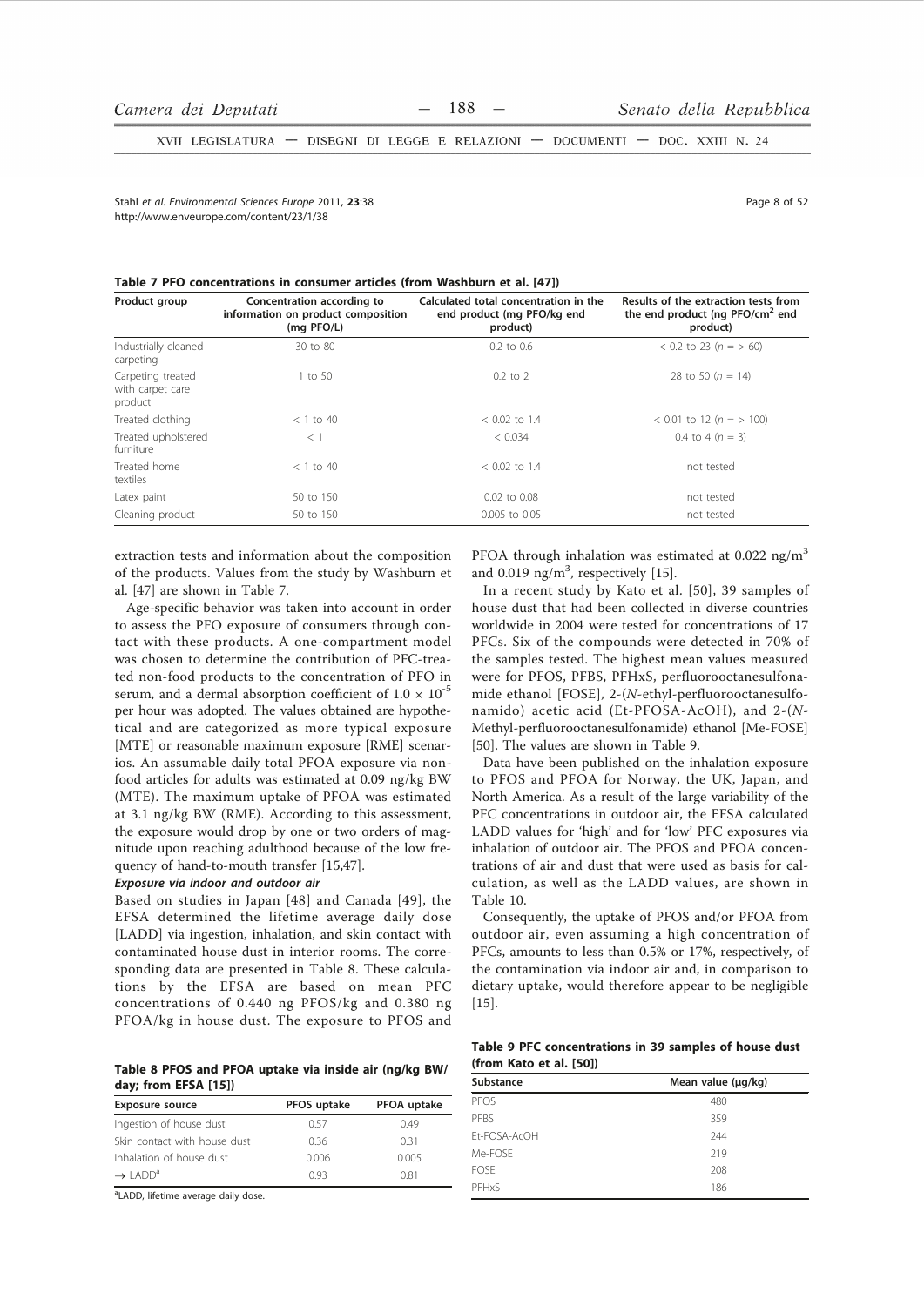**Table 7 PFO concentrations in consumer articles (from Washburn et al. [47])**

| Product group | Concentration according to information on product composition (mg PFO/L) | Calculated total concentration in the end product (mg PFO/kg end product) | Results of the extraction tests from the end product (ng PFO/cm$^2$ end product) |
|---|---|---|---|
| Industrially cleaned carpeting | 30 to 80 | 0.2 to 0.6 | < 0.2 to 23 (n = > 60) |
| Carpeting treated with carpet care product | 1 to 50 | 0.2 to 2 | 28 to 50 (n = 14) |
| Treated clothing | < 1 to 40 | < 0.02 to 1.4 | < 0.01 to 12 (n = > 100) |
| Treated upholstered furniture | < 1 | < 0.034 | 0.4 to 4 (n = 3) |
| Treated home textiles | < 1 to 40 | < 0.02 to 1.4 | not tested |
| Latex paint | 50 to 150 | 0.02 to 0.08 | not tested |
| Cleaning product | 50 to 150 | 0.005 to 0.05 | not tested |

extraction tests and information about the composition of the products. Values from the study by Washburn et al. [47] are shown in Table 7.

Age-specific behavior was taken into account in order to assess the PFO exposure of consumers through contact with these products. A one-compartment model was chosen to determine the contribution of PFC-treated non-food products to the concentration of PFO in serum, and a dermal absorption coefficient of $1.0 \times 10^{-5}$ per hour was adopted. The values obtained are hypothetical and are categorized as more typical exposure [MTE] or reasonable maximum exposure [RME] scenarios. An assumable daily total PFOA exposure via non-food articles for adults was estimated at 0.09 ng/kg BW (MTE). The maximum uptake of PFOA was estimated at 3.1 ng/kg BW (RME). According to this assessment, the exposure would drop by one or two orders of magnitude upon reaching adulthood because of the low frequency of hand-to-mouth transfer [15,47].

***Exposure via indoor and outdoor air***

Based on studies in Japan [48] and Canada [49], the EFSA determined the lifetime average daily dose [LADD] via ingestion, inhalation, and skin contact with contaminated house dust in interior rooms. The corresponding data are presented in Table 8. These calculations by the EFSA are based on mean PFC concentrations of 0.440 ng PFOS/kg and 0.380 ng PFOA/kg in house dust. The exposure to PFOS and PFOA through inhalation was estimated at 0.022 ng/m$^3$ and 0.019 ng/m$^3$, respectively [15].

**Table 8 PFOS and PFOA uptake via inside air (ng/kg BW/day; from EFSA [15])**

| Exposure source | PFOS uptake | PFOA uptake |
|---|---|---|
| Ingestion of house dust | 0.57 | 0.49 |
| Skin contact with house dust | 0.36 | 0.31 |
| Inhalation of house dust | 0.006 | 0.005 |
| → LADD[a] | 0.93 | 0.81 |

[a]LADD, lifetime average daily dose.

In a recent study by Kato et al. [50], 39 samples of house dust that had been collected in diverse countries worldwide in 2004 were tested for concentrations of 17 PFCs. Six of the compounds were detected in 70% of the samples tested. The highest mean values measured were for PFOS, PFBS, PFHxS, perfluorooctanesulfonamide ethanol [FOSE], 2-(*N*-ethyl-perfluorooctanesulfonamido) acetic acid (Et-PFOSA-AcOH), and 2-(*N*-Methyl-perfluorooctanesulfonamide) ethanol [Me-FOSE] [50]. The values are shown in Table 9.

Data have been published on the inhalation exposure to PFOS and PFOA for Norway, the UK, Japan, and North America. As a result of the large variability of the PFC concentrations in outdoor air, the EFSA calculated LADD values for 'high' and for 'low' PFC exposures via inhalation of outdoor air. The PFOS and PFOA concentrations of air and dust that were used as basis for calculation, as well as the LADD values, are shown in Table 10.

Consequently, the uptake of PFOS and/or PFOA from outdoor air, even assuming a high concentration of PFCs, amounts to less than 0.5% or 17%, respectively, of the contamination via indoor air and, in comparison to dietary uptake, would therefore appear to be negligible [15].

**Table 9 PFC concentrations in 39 samples of house dust (from Kato et al. [50])**

| Substance | Mean value (μg/kg) |
|---|---|
| PFOS | 480 |
| PFBS | 359 |
| Et-FOSA-AcOH | 244 |
| Me-FOSE | 219 |
| FOSE | 208 |
| PFHxS | 186 |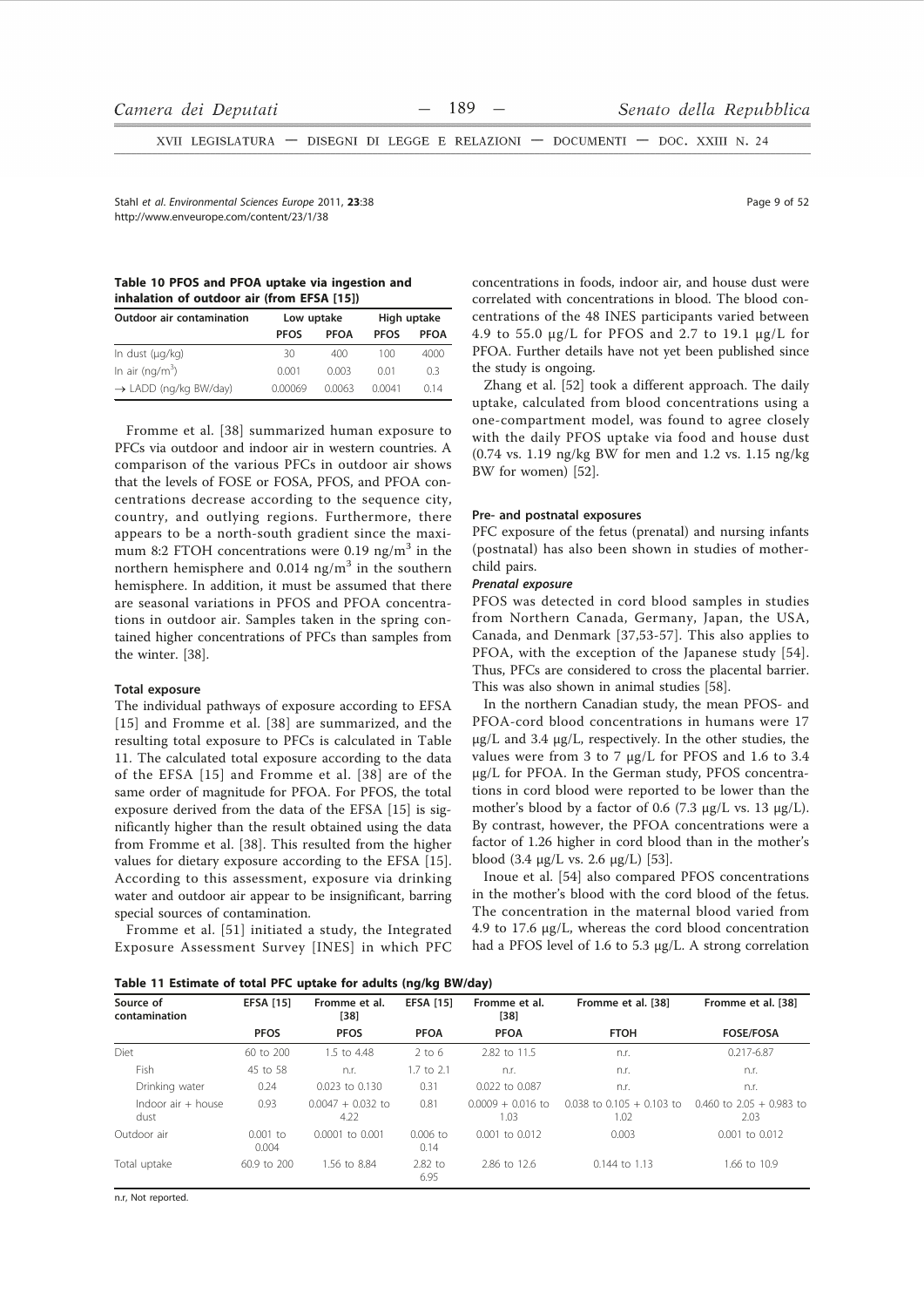**Table 10 PFOS and PFOA uptake via ingestion and inhalation of outdoor air (from EFSA [15])**

| Outdoor air contamination | Low uptake | | High uptake | |
|---|---|---|---|---|
| | PFOS | PFOA | PFOS | PFOA |
| In dust (μg/kg) | 30 | 400 | 100 | 4000 |
| In air (ng/m$^3$) | 0.001 | 0.003 | 0.01 | 0.3 |
| → LADD (ng/kg BW/day) | 0.00069 | 0.0063 | 0.0041 | 0.14 |

Fromme et al. [38] summarized human exposure to PFCs via outdoor and indoor air in western countries. A comparison of the various PFCs in outdoor air shows that the levels of FOSE or FOSA, PFOS, and PFOA concentrations decrease according to the sequence city, country, and outlying regions. Furthermore, there appears to be a north-south gradient since the maximum 8:2 FTOH concentrations were 0.19 ng/m$^3$ in the northern hemisphere and 0.014 ng/m$^3$ in the southern hemisphere. In addition, it must be assumed that there are seasonal variations in PFOS and PFOA concentrations in outdoor air. Samples taken in the spring contained higher concentrations of PFCs than samples from the winter. [38].

#### Total exposure

The individual pathways of exposure according to EFSA [15] and Fromme et al. [38] are summarized, and the resulting total exposure to PFCs is calculated in Table 11. The calculated total exposure according to the data of the EFSA [15] and Fromme et al. [38] are of the same order of magnitude for PFOA. For PFOS, the total exposure derived from the data of the EFSA [15] is significantly higher than the result obtained using the data from Fromme et al. [38]. This resulted from the higher values for dietary exposure according to the EFSA [15]. According to this assessment, exposure via drinking water and outdoor air appear to be insignificant, barring special sources of contamination.

Fromme et al. [51] initiated a study, the Integrated Exposure Assessment Survey [INES] in which PFC concentrations in foods, indoor air, and house dust were correlated with concentrations in blood. The blood concentrations of the 48 INES participants varied between 4.9 to 55.0 μg/L for PFOS and 2.7 to 19.1 μg/L for PFOA. Further details have not yet been published since the study is ongoing.

Zhang et al. [52] took a different approach. The daily uptake, calculated from blood concentrations using a one-compartment model, was found to agree closely with the daily PFOS uptake via food and house dust (0.74 vs. 1.19 ng/kg BW for men and 1.2 vs. 1.15 ng/kg BW for women) [52].

#### Pre- and postnatal exposures

PFC exposure of the fetus (prenatal) and nursing infants (postnatal) has also been shown in studies of mother-child pairs.

##### *Prenatal exposure*

PFOS was detected in cord blood samples in studies from Northern Canada, Germany, Japan, the USA, Canada, and Denmark [37,53-57]. This also applies to PFOA, with the exception of the Japanese study [54]. Thus, PFCs are considered to cross the placental barrier. This was also shown in animal studies [58].

In the northern Canadian study, the mean PFOS- and PFOA-cord blood concentrations in humans were 17 μg/L and 3.4 μg/L, respectively. In the other studies, the values were from 3 to 7 μg/L for PFOS and 1.6 to 3.4 μg/L for PFOA. In the German study, PFOS concentrations in cord blood were reported to be lower than the mother's blood by a factor of 0.6 (7.3 μg/L vs. 13 μg/L). By contrast, however, the PFOA concentrations were a factor of 1.26 higher in cord blood than in the mother's blood (3.4 μg/L vs. 2.6 μg/L) [53].

Inoue et al. [54] also compared PFOS concentrations in the mother's blood with the cord blood of the fetus. The concentration in the maternal blood varied from 4.9 to 17.6 μg/L, whereas the cord blood concentration had a PFOS level of 1.6 to 5.3 μg/L. A strong correlation

**Table 11 Estimate of total PFC uptake for adults (ng/kg BW/day)**

| Source of contamination | EFSA [15] | Fromme et al. [38] | EFSA [15] | Fromme et al. [38] | Fromme et al. [38] | Fromme et al. [38] |
|---|---|---|---|---|---|---|
| | PFOS | PFOS | PFOA | PFOA | FTOH | FOSE/FOSA |
| Diet | 60 to 200 | 1.5 to 4.48 | 2 to 6 | 2.82 to 11.5 | n.r. | 0.217-6.87 |
| Fish | 45 to 58 | n.r. | 1.7 to 2.1 | n.r. | n.r. | n.r. |
| Drinking water | 0.24 | 0.023 to 0.130 | 0.31 | 0.022 to 0.087 | n.r. | n.r. |
| Indoor air + house dust | 0.93 | 0.0047 + 0.032 to 4.22 | 0.81 | 0.0009 + 0.016 to 1.03 | 0.038 to 0.105 + 0.103 to 1.02 | 0.460 to 2.05 + 0.983 to 2.03 |
| Outdoor air | 0.001 to 0.004 | 0.0001 to 0.001 | 0.006 to 0.14 | 0.001 to 0.012 | 0.003 | 0.001 to 0.012 |
| Total uptake | 60.9 to 200 | 1.56 to 8.84 | 2.82 to 6.95 | 2.86 to 12.6 | 0.144 to 1.13 | 1.66 to 10.9 |

n.r, Not reported.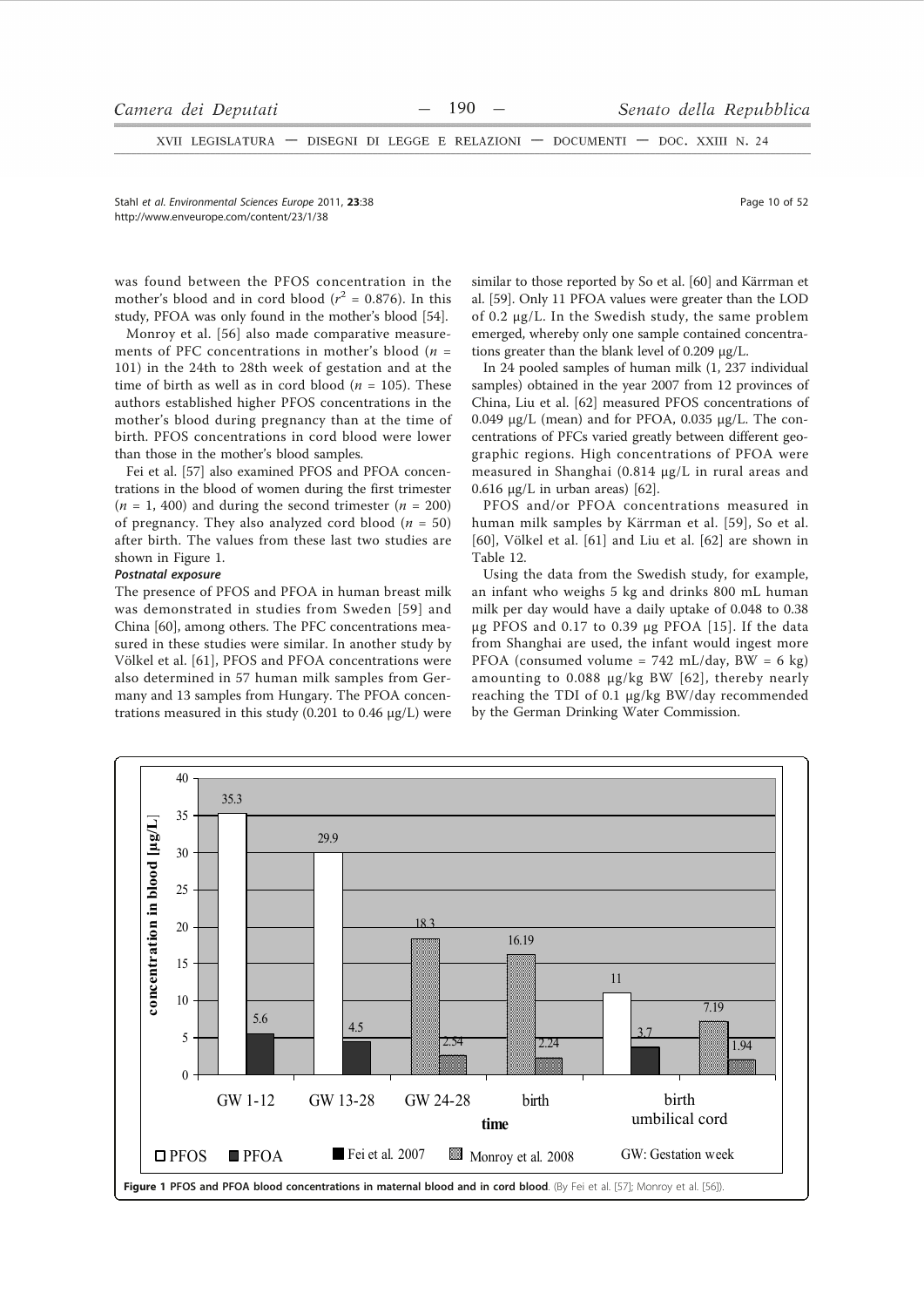was found between the PFOS concentration in the mother's blood and in cord blood ($r^2$ = 0.876). In this study, PFOA was only found in the mother's blood [54].

Monroy et al. [56] also made comparative measurements of PFC concentrations in mother's blood ($n$ = 101) in the 24th to 28th week of gestation and at the time of birth as well as in cord blood ($n$ = 105). These authors established higher PFOS concentrations in the mother's blood during pregnancy than at the time of birth. PFOS concentrations in cord blood were lower than those in the mother's blood samples.

Fei et al. [57] also examined PFOS and PFOA concentrations in the blood of women during the first trimester ($n$ = 1, 400) and during the second trimester ($n$ = 200) of pregnancy. They also analyzed cord blood ($n$ = 50) after birth. The values from these last two studies are shown in Figure 1.

***Postnatal exposure***

The presence of PFOS and PFOA in human breast milk was demonstrated in studies from Sweden [59] and China [60], among others. The PFC concentrations measured in these studies were similar. In another study by Völkel et al. [61], PFOS and PFOA concentrations were also determined in 57 human milk samples from Germany and 13 samples from Hungary. The PFOA concentrations measured in this study (0.201 to 0.46 μg/L) were similar to those reported by So et al. [60] and Kärrman et al. [59]. Only 11 PFOA values were greater than the LOD of 0.2 μg/L. In the Swedish study, the same problem emerged, whereby only one sample contained concentrations greater than the blank level of 0.209 μg/L.

In 24 pooled samples of human milk (1, 237 individual samples) obtained in the year 2007 from 12 provinces of China, Liu et al. [62] measured PFOS concentrations of 0.049 μg/L (mean) and for PFOA, 0.035 μg/L. The concentrations of PFCs varied greatly between different geographic regions. High concentrations of PFOA were measured in Shanghai (0.814 μg/L in rural areas and 0.616 μg/L in urban areas) [62].

PFOS and/or PFOA concentrations measured in human milk samples by Kärrman et al. [59], So et al. [60], Völkel et al. [61] and Liu et al. [62] are shown in Table 12.

Using the data from the Swedish study, for example, an infant who weighs 5 kg and drinks 800 mL human milk per day would have a daily uptake of 0.048 to 0.38 μg PFOS and 0.17 to 0.39 μg PFOA [15]. If the data from Shanghai are used, the infant would ingest more PFOA (consumed volume = 742 mL/day, BW = 6 kg) amounting to 0.088 μg/kg BW [62], thereby nearly reaching the TDI of 0.1 μg/kg BW/day recommended by the German Drinking Water Commission.

**Figure 1 PFOS and PFOA blood concentrations in maternal blood and in cord blood**. (By Fei et al. [57]; Monroy et al. [56]).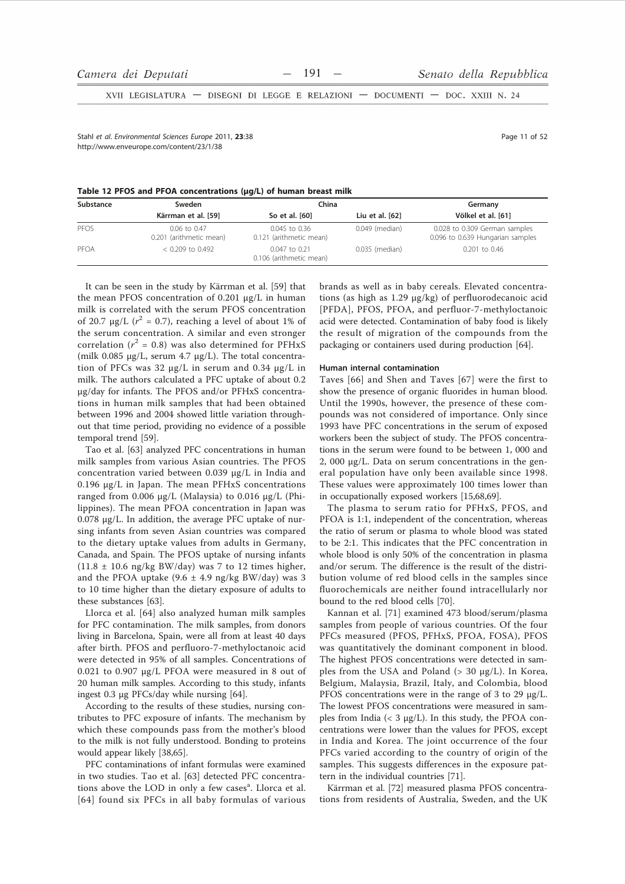**Table 12 PFOS and PFOA concentrations (μg/L) of human breast milk**

| Substance | Sweden | China | | Germany |
|---|---|---|---|---|
| | Kärrman et al. [59] | So et al. [60] | Liu et al. [62] | Völkel et al. [61] |
| PFOS | 0.06 to 0.47<br>0.201 (arithmetic mean) | 0.045 to 0.36<br>0.121 (arithmetic mean) | 0.049 (median) | 0.028 to 0.309 German samples<br>0.096 to 0.639 Hungarian samples |
| PFOA | < 0.209 to 0.492 | 0.047 to 0.21<br>0.106 (arithmetic mean) | 0.035 (median) | 0.201 to 0.46 |

It can be seen in the study by Kärrman et al. [59] that the mean PFOS concentration of 0.201 μg/L in human milk is correlated with the serum PFOS concentration of 20.7 μg/L ($r^2$ = 0.7), reaching a level of about 1% of the serum concentration. A similar and even stronger correlation ($r^2$ = 0.8) was also determined for PFHxS (milk 0.085 μg/L, serum 4.7 μg/L). The total concentration of PFCs was 32 μg/L in serum and 0.34 μg/L in milk. The authors calculated a PFC uptake of about 0.2 μg/day for infants. The PFOS and/or PFHxS concentrations in human milk samples that had been obtained between 1996 and 2004 showed little variation throughout that time period, providing no evidence of a possible temporal trend [59].

Tao et al. [63] analyzed PFC concentrations in human milk samples from various Asian countries. The PFOS concentration varied between 0.039 μg/L in India and 0.196 μg/L in Japan. The mean PFHxS concentrations ranged from 0.006 μg/L (Malaysia) to 0.016 μg/L (Philippines). The mean PFOA concentration in Japan was 0.078 μg/L. In addition, the average PFC uptake of nursing infants from seven Asian countries was compared to the dietary uptake values from adults in Germany, Canada, and Spain. The PFOS uptake of nursing infants (11.8 ± 10.6 ng/kg BW/day) was 7 to 12 times higher, and the PFOA uptake (9.6 ± 4.9 ng/kg BW/day) was 3 to 10 time higher than the dietary exposure of adults to these substances [63].

Llorca et al. [64] also analyzed human milk samples for PFC contamination. The milk samples, from donors living in Barcelona, Spain, were all from at least 40 days after birth. PFOS and perfluoro-7-methyloctanoic acid were detected in 95% of all samples. Concentrations of 0.021 to 0.907 μg/L PFOA were measured in 8 out of 20 human milk samples. According to this study, infants ingest 0.3 μg PFCs/day while nursing [64].

According to the results of these studies, nursing contributes to PFC exposure of infants. The mechanism by which these compounds pass from the mother's blood to the milk is not fully understood. Bonding to proteins would appear likely [38,65].

PFC contaminations of infant formulas were examined in two studies. Tao et al. [63] detected PFC concentrations above the LOD in only a few cases[a]. Llorca et al. [64] found six PFCs in all baby formulas of various brands as well as in baby cereals. Elevated concentrations (as high as 1.29 μg/kg) of perfluorodecanoic acid [PFDA], PFOS, PFOA, and perfluor-7-methyloctanoic acid were detected. Contamination of baby food is likely the result of migration of the compounds from the packaging or containers used during production [64].

#### Human internal contamination

Taves [66] and Shen and Taves [67] were the first to show the presence of organic fluorides in human blood. Until the 1990s, however, the presence of these compounds was not considered of importance. Only since 1993 have PFC concentrations in the serum of exposed workers been the subject of study. The PFOS concentrations in the serum were found to be between 1, 000 and 2, 000 μg/L. Data on serum concentrations in the general population have only been available since 1998. These values were approximately 100 times lower than in occupationally exposed workers [15,68,69].

The plasma to serum ratio for PFHxS, PFOS, and PFOA is 1:1, independent of the concentration, whereas the ratio of serum or plasma to whole blood was stated to be 2:1. This indicates that the PFC concentration in whole blood is only 50% of the concentration in plasma and/or serum. The difference is the result of the distribution volume of red blood cells in the samples since fluorochemicals are neither found intracellularly nor bound to the red blood cells [70].

Kannan et al. [71] examined 473 blood/serum/plasma samples from people of various countries. Of the four PFCs measured (PFOS, PFHxS, PFOA, FOSA), PFOS was quantitatively the dominant component in blood. The highest PFOS concentrations were detected in samples from the USA and Poland (> 30 μg/L). In Korea, Belgium, Malaysia, Brazil, Italy, and Colombia, blood PFOS concentrations were in the range of 3 to 29 μg/L. The lowest PFOS concentrations were measured in samples from India (< 3 μg/L). In this study, the PFOA concentrations were lower than the values for PFOS, except in India and Korea. The joint occurrence of the four PFCs varied according to the country of origin of the samples. This suggests differences in the exposure pattern in the individual countries [71].

Kärrman et al. [72] measured plasma PFOS concentrations from residents of Australia, Sweden, and the UK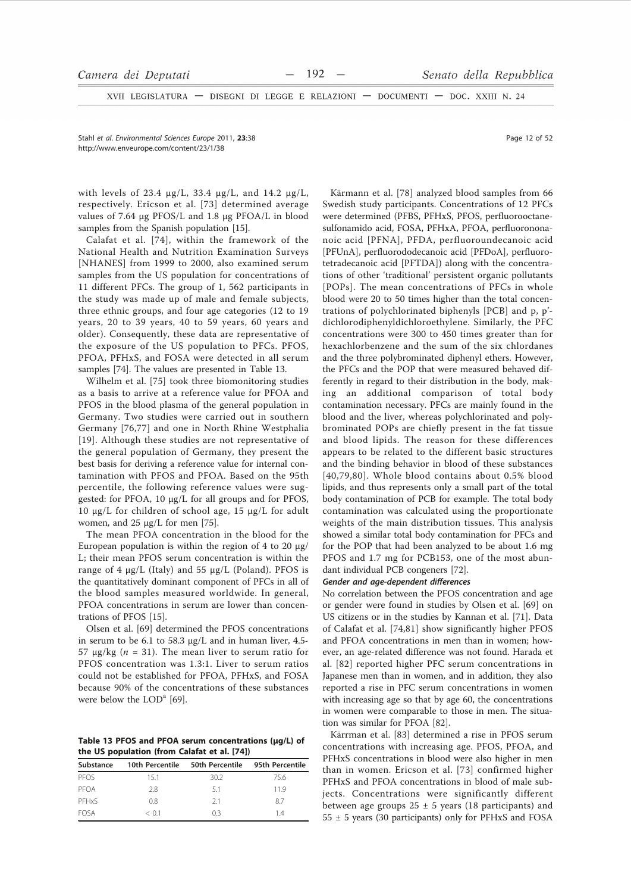with levels of 23.4 μg/L, 33.4 μg/L, and 14.2 μg/L, respectively. Ericson et al. [73] determined average values of 7.64 μg PFOS/L and 1.8 μg PFOA/L in blood samples from the Spanish population [15].

Calafat et al. [74], within the framework of the National Health and Nutrition Examination Surveys [NHANES] from 1999 to 2000, also examined serum samples from the US population for concentrations of 11 different PFCs. The group of 1, 562 participants in the study was made up of male and female subjects, three ethnic groups, and four age categories (12 to 19 years, 20 to 39 years, 40 to 59 years, 60 years and older). Consequently, these data are representative of the exposure of the US population to PFCs. PFOS, PFOA, PFHxS, and FOSA were detected in all serum samples [74]. The values are presented in Table 13.

Wilhelm et al. [75] took three biomonitoring studies as a basis to arrive at a reference value for PFOA and PFOS in the blood plasma of the general population in Germany. Two studies were carried out in southern Germany [76,77] and one in North Rhine Westphalia [19]. Although these studies are not representative of the general population of Germany, they present the best basis for deriving a reference value for internal contamination with PFOS and PFOA. Based on the 95th percentile, the following reference values were suggested: for PFOA, 10 μg/L for all groups and for PFOS, 10 μg/L for children of school age, 15 μg/L for adult women, and 25 μg/L for men [75].

The mean PFOA concentration in the blood for the European population is within the region of 4 to 20 μg/L; their mean PFOS serum concentration is within the range of 4 μg/L (Italy) and 55 μg/L (Poland). PFOS is the quantitatively dominant component of PFCs in all of the blood samples measured worldwide. In general, PFOA concentrations in serum are lower than concentrations of PFOS [15].

Olsen et al. [69] determined the PFOS concentrations in serum to be 6.1 to 58.3 μg/L and in human liver, 4.5-57 μg/kg ($n$ = 31). The mean liver to serum ratio for PFOS concentration was 1.3:1. Liver to serum ratios could not be established for PFOA, PFHxS, and FOSA because 90% of the concentrations of these substances were below the LOD[a] [69].

**Table 13 PFOS and PFOA serum concentrations (μg/L) of the US population (from Calafat et al. [74])**

| Substance | 10th Percentile | 50th Percentile | 95th Percentile |
|---|---|---|---|
| PFOS | 15.1 | 30.2 | 75.6 |
| PFOA | 2.8 | 5.1 | 11.9 |
| PFHxS | 0.8 | 2.1 | 8.7 |
| FOSA | < 0.1 | 0.3 | 1.4 |

Kärmann et al. [78] analyzed blood samples from 66 Swedish study participants. Concentrations of 12 PFCs were determined (PFBS, PFHxS, PFOS, perfluorooctanesulfonamido acid, FOSA, PFHxA, PFOA, perfluorononanoic acid [PFNA], PFDA, perfluoroundecanoic acid [PFUnA], perfluorododecanoic acid [PFDoA], perfluorotetradecanoic acid [PFTDA]) along with the concentrations of other 'traditional' persistent organic pollutants [POPs]. The mean concentrations of PFCs in whole blood were 20 to 50 times higher than the total concentrations of polychlorinated biphenyls [PCB] and p, p'-dichlorodiphenyldichloroethylene. Similarly, the PFC concentrations were 300 to 450 times greater than for hexachlorbenzene and the sum of the six chlordanes and the three polybrominated diphenyl ethers. However, the PFCs and the POP that were measured behaved differently in regard to their distribution in the body, making an additional comparison of total body contamination necessary. PFCs are mainly found in the blood and the liver, whereas polychlorinated and polybrominated POPs are chiefly present in the fat tissue and blood lipids. The reason for these differences appears to be related to the different basic structures and the binding behavior in blood of these substances [40,79,80]. Whole blood contains about 0.5% blood lipids, and thus represents only a small part of the total body contamination of PCB for example. The total body contamination was calculated using the proportionate weights of the main distribution tissues. This analysis showed a similar total body contamination for PFCs and for the POP that had been analyzed to be about 1.6 mg PFOS and 1.7 mg for PCB153, one of the most abundant individual PCB congeners [72].

#### *Gender and age-dependent differences*

No correlation between the PFOS concentration and age or gender were found in studies by Olsen et al. [69] on US citizens or in the studies by Kannan et al. [71]. Data of Calafat et al. [74,81] show significantly higher PFOS and PFOA concentrations in men than in women; however, an age-related difference was not found. Harada et al. [82] reported higher PFC serum concentrations in Japanese men than in women, and in addition, they also reported a rise in PFC serum concentrations in women with increasing age so that by age 60, the concentrations in women were comparable to those in men. The situation was similar for PFOA [82].

Kärrman et al. [83] determined a rise in PFOS serum concentrations with increasing age. PFOS, PFOA, and PFHxS concentrations in blood were also higher in men than in women. Ericson et al. [73] confirmed higher PFHxS and PFOA concentrations in blood of male subjects. Concentrations were significantly different between age groups 25 ± 5 years (18 participants) and 55 ± 5 years (30 participants) only for PFHxS and FOSA